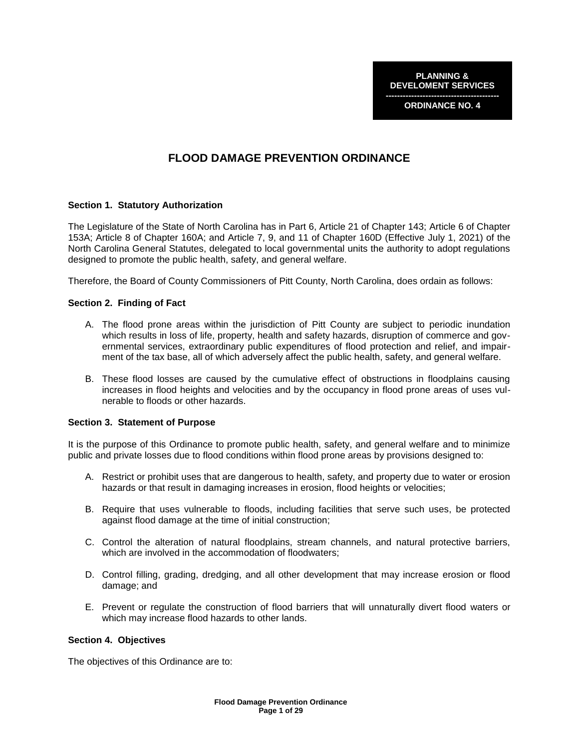**PLANNING & DEVELOMENT SERVICES**

**ORDINANCE NO. 4**

# FLOOD DAMAGE PREVENTION ORDINANCE

### Section 1. Statutory Authorization

The Legislature of the State of North Carolina has in Part 6, Article 21 of Chapter 143; Article 6 of Chapter 153A; Article 8 of Chapter 160A; and Article 7, 9, and 11 of Chapter 160D (Effective July 1, 2021) of the North Carolina General Statutes, delegated to local governmental units the authority to adopt regulations designed to promote the public health, safety, and general welfare.

Therefore, the Board of County Commissioners of Pitt County, North Carolina, does ordain as follows:

### Section 2. Finding of Fact

A. The flood prone areas within the jurisdiction of Pitt County are subject to periodic inundation which results in loss of life, property, health and safety hazards, disruption of commerce and governmental services, extraordinary public expenditures of flood protection and relief, and impairment of the tax base, all of which adversely affect the public health, safety, and general welfare.

B. These flood losses are caused by the cumulative effect of obstructions in floodplains causing increases in flood heights and velocities and by the occupancy in flood prone areas of uses vulnerable to floods or other hazards.

### Section 3. Statement of Purpose

It is the purpose of this Ordinance to promote public health, safety, and general welfare and to minimize public and private losses due to flood conditions within flood prone areas by provisions designed to:

A. Restrict or prohibit uses that are dangerous to health, safety, and property due to water or erosion hazards or that result in damaging increases in erosion, flood heights or velocities;

B. Require that uses vulnerable to floods, including facilities that serve such uses, be protected against flood damage at the time of initial construction;

C. Control the alteration of natural floodplains, stream channels, and natural protective barriers, which are involved in the accommodation of floodwaters;

D. Control filling, grading, dredging, and all other development that may increase erosion or flood damage; and

E. Prevent or regulate the construction of flood barriers that will unnaturally divert flood waters or which may increase flood hazards to other lands.

### Section 4. Objectives

The objectives of this Ordinance are to: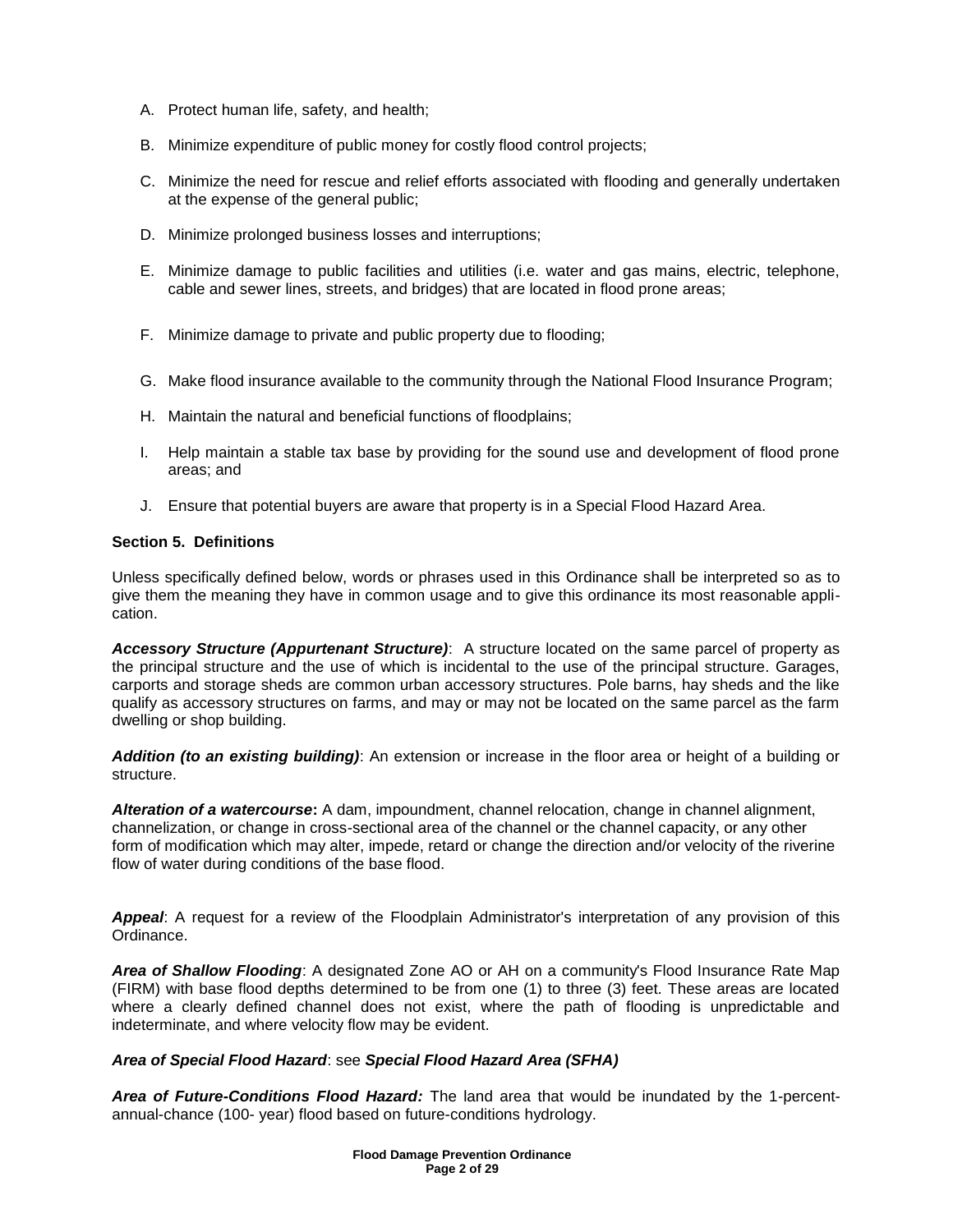A. Protect human life, safety, and health;

B. Minimize expenditure of public money for costly flood control projects;

C. Minimize the need for rescue and relief efforts associated with flooding and generally undertaken at the expense of the general public;

D. Minimize prolonged business losses and interruptions;

E. Minimize damage to public facilities and utilities (i.e. water and gas mains, electric, telephone, cable and sewer lines, streets, and bridges) that are located in flood prone areas;

F. Minimize damage to private and public property due to flooding;

G. Make flood insurance available to the community through the National Flood Insurance Program;

H. Maintain the natural and beneficial functions of floodplains;

I. Help maintain a stable tax base by providing for the sound use and development of flood prone areas; and

J. Ensure that potential buyers are aware that property is in a Special Flood Hazard Area.

**Section 5. Definitions**

Unless specifically defined below, words or phrases used in this Ordinance shall be interpreted so as to give them the meaning they have in common usage and to give this ordinance its most reasonable application.

***Accessory Structure (Appurtenant Structure)***: A structure located on the same parcel of property as the principal structure and the use of which is incidental to the use of the principal structure. Garages, carports and storage sheds are common urban accessory structures. Pole barns, hay sheds and the like qualify as accessory structures on farms, and may or may not be located on the same parcel as the farm dwelling or shop building.

***Addition (to an existing building)***: An extension or increase in the floor area or height of a building or structure.

***Alteration of a watercourse*****:** A dam, impoundment, channel relocation, change in channel alignment, channelization, or change in cross-sectional area of the channel or the channel capacity, or any other form of modification which may alter, impede, retard or change the direction and/or velocity of the riverine flow of water during conditions of the base flood.

***Appeal***: A request for a review of the Floodplain Administrator's interpretation of any provision of this Ordinance.

***Area of Shallow Flooding***: A designated Zone AO or AH on a community's Flood Insurance Rate Map (FIRM) with base flood depths determined to be from one (1) to three (3) feet. These areas are located where a clearly defined channel does not exist, where the path of flooding is unpredictable and indeterminate, and where velocity flow may be evident.

***Area of Special Flood Hazard***: see ***Special Flood Hazard Area (SFHA)***

***Area of Future-Conditions Flood Hazard:*** The land area that would be inundated by the 1-percent-annual-chance (100- year) flood based on future-conditions hydrology.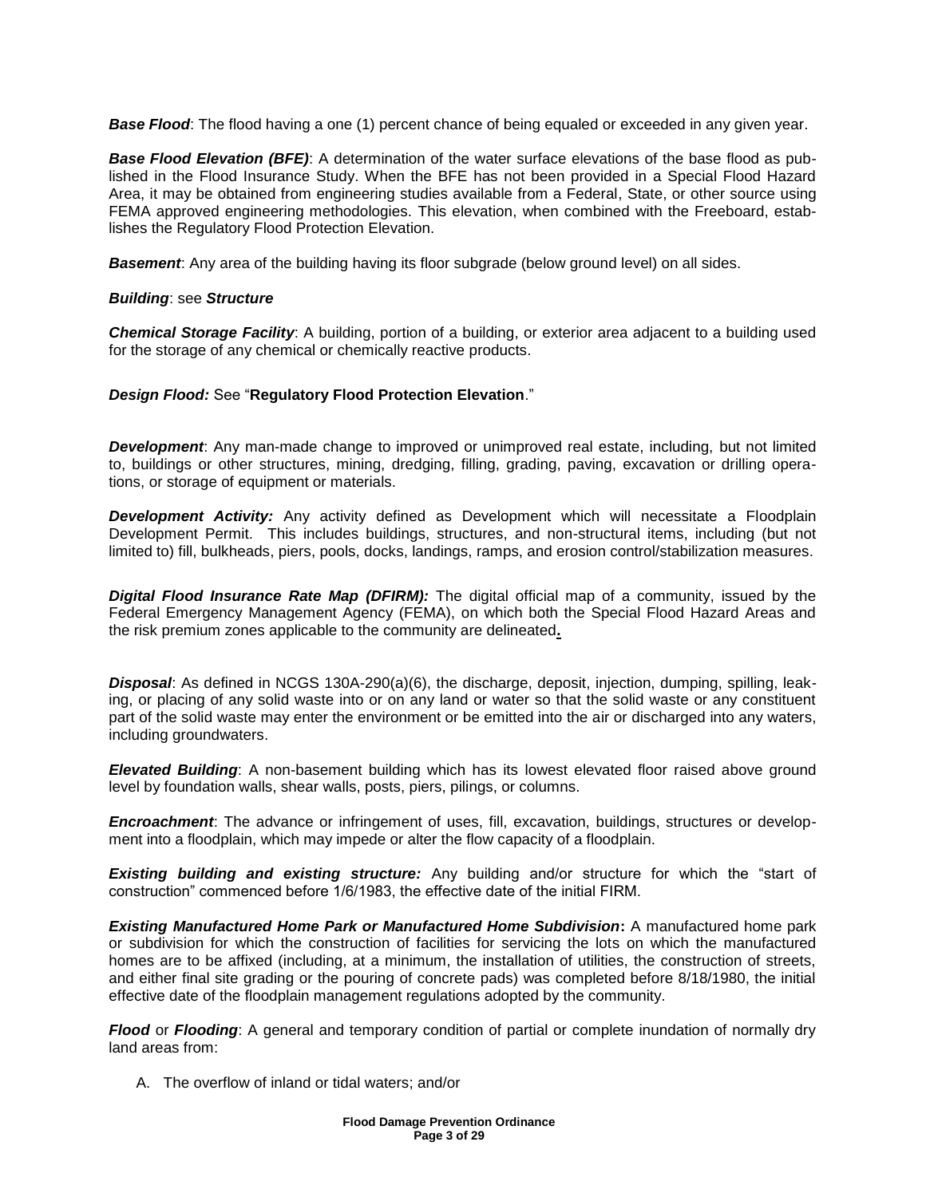***Base Flood***: The flood having a one (1) percent chance of being equaled or exceeded in any given year.

***Base Flood Elevation (BFE)***: A determination of the water surface elevations of the base flood as published in the Flood Insurance Study. When the BFE has not been provided in a Special Flood Hazard Area, it may be obtained from engineering studies available from a Federal, State, or other source using FEMA approved engineering methodologies. This elevation, when combined with the Freeboard, establishes the Regulatory Flood Protection Elevation.

***Basement***: Any area of the building having its floor subgrade (below ground level) on all sides.

***Building***: see ***Structure***

***Chemical Storage Facility***: A building, portion of a building, or exterior area adjacent to a building used for the storage of any chemical or chemically reactive products.

***Design Flood:*** See "**Regulatory Flood Protection Elevation**."

***Development***: Any man-made change to improved or unimproved real estate, including, but not limited to, buildings or other structures, mining, dredging, filling, grading, paving, excavation or drilling operations, or storage of equipment or materials.

***Development Activity:*** Any activity defined as Development which will necessitate a Floodplain Development Permit. This includes buildings, structures, and non-structural items, including (but not limited to) fill, bulkheads, piers, pools, docks, landings, ramps, and erosion control/stabilization measures.

***Digital Flood Insurance Rate Map (DFIRM):*** The digital official map of a community, issued by the Federal Emergency Management Agency (FEMA), on which both the Special Flood Hazard Areas and the risk premium zones applicable to the community are delineated**.**

***Disposal***: As defined in NCGS 130A-290(a)(6), the discharge, deposit, injection, dumping, spilling, leaking, or placing of any solid waste into or on any land or water so that the solid waste or any constituent part of the solid waste may enter the environment or be emitted into the air or discharged into any waters, including groundwaters.

***Elevated Building***: A non-basement building which has its lowest elevated floor raised above ground level by foundation walls, shear walls, posts, piers, pilings, or columns.

***Encroachment***: The advance or infringement of uses, fill, excavation, buildings, structures or development into a floodplain, which may impede or alter the flow capacity of a floodplain.

***Existing building and existing structure:*** Any building and/or structure for which the "start of construction" commenced before 1/6/1983, the effective date of the initial FIRM.

***Existing Manufactured Home Park or Manufactured Home Subdivision*:** A manufactured home park or subdivision for which the construction of facilities for servicing the lots on which the manufactured homes are to be affixed (including, at a minimum, the installation of utilities, the construction of streets, and either final site grading or the pouring of concrete pads) was completed before 8/18/1980, the initial effective date of the floodplain management regulations adopted by the community.

***Flood*** or ***Flooding***: A general and temporary condition of partial or complete inundation of normally dry land areas from:

A. The overflow of inland or tidal waters; and/or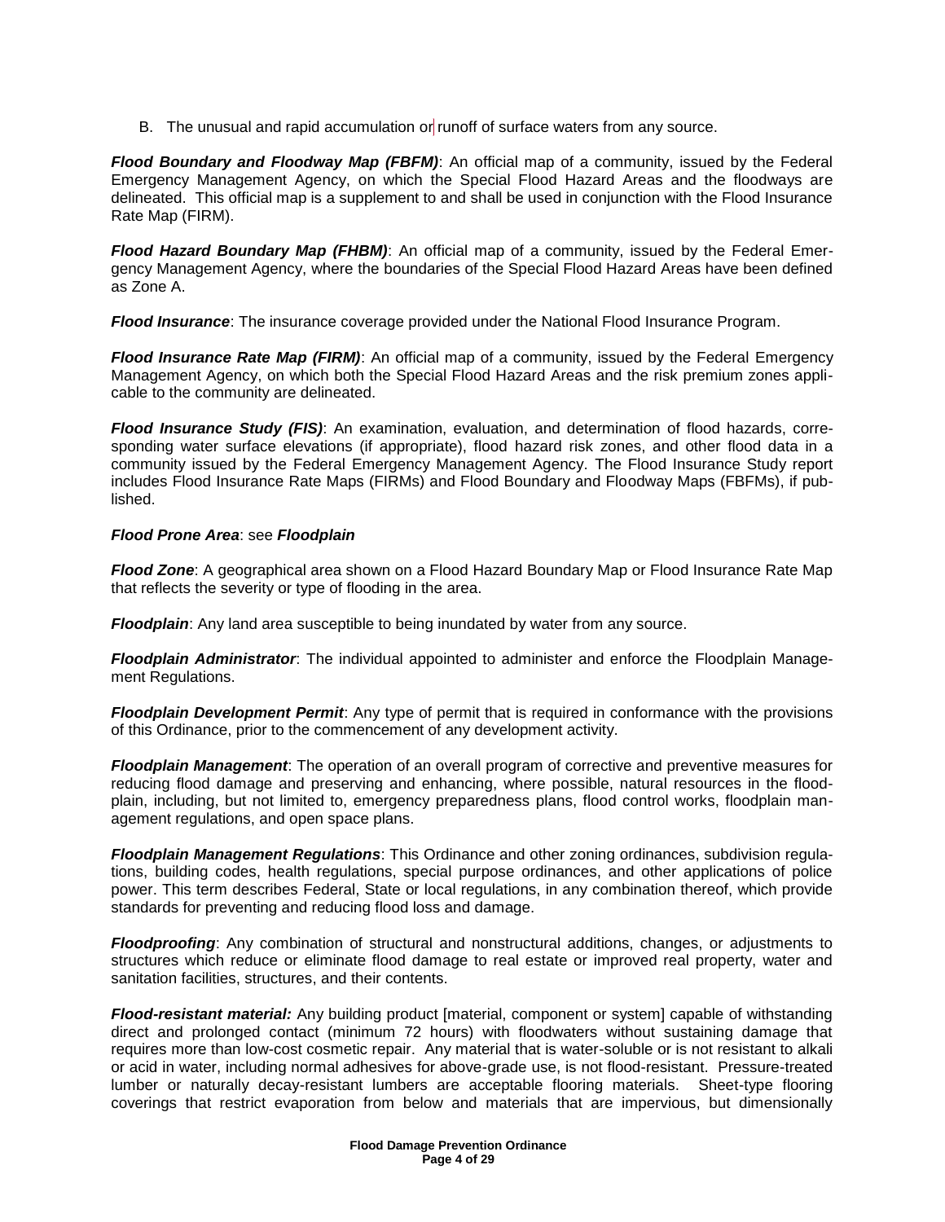B. The unusual and rapid accumulation or runoff of surface waters from any source.

***Flood Boundary and Floodway Map (FBFM)***: An official map of a community, issued by the Federal Emergency Management Agency, on which the Special Flood Hazard Areas and the floodways are delineated. This official map is a supplement to and shall be used in conjunction with the Flood Insurance Rate Map (FIRM).

***Flood Hazard Boundary Map (FHBM)***: An official map of a community, issued by the Federal Emergency Management Agency, where the boundaries of the Special Flood Hazard Areas have been defined as Zone A.

***Flood Insurance***: The insurance coverage provided under the National Flood Insurance Program.

***Flood Insurance Rate Map (FIRM)***: An official map of a community, issued by the Federal Emergency Management Agency, on which both the Special Flood Hazard Areas and the risk premium zones applicable to the community are delineated.

***Flood Insurance Study (FIS)***: An examination, evaluation, and determination of flood hazards, corresponding water surface elevations (if appropriate), flood hazard risk zones, and other flood data in a community issued by the Federal Emergency Management Agency. The Flood Insurance Study report includes Flood Insurance Rate Maps (FIRMs) and Flood Boundary and Floodway Maps (FBFMs), if published.

***Flood Prone Area***: see ***Floodplain***

***Flood Zone***: A geographical area shown on a Flood Hazard Boundary Map or Flood Insurance Rate Map that reflects the severity or type of flooding in the area.

***Floodplain***: Any land area susceptible to being inundated by water from any source.

***Floodplain Administrator***: The individual appointed to administer and enforce the Floodplain Management Regulations.

***Floodplain Development Permit***: Any type of permit that is required in conformance with the provisions of this Ordinance, prior to the commencement of any development activity.

***Floodplain Management***: The operation of an overall program of corrective and preventive measures for reducing flood damage and preserving and enhancing, where possible, natural resources in the floodplain, including, but not limited to, emergency preparedness plans, flood control works, floodplain management regulations, and open space plans.

***Floodplain Management Regulations***: This Ordinance and other zoning ordinances, subdivision regulations, building codes, health regulations, special purpose ordinances, and other applications of police power. This term describes Federal, State or local regulations, in any combination thereof, which provide standards for preventing and reducing flood loss and damage.

***Floodproofing***: Any combination of structural and nonstructural additions, changes, or adjustments to structures which reduce or eliminate flood damage to real estate or improved real property, water and sanitation facilities, structures, and their contents.

***Flood-resistant material:*** Any building product [material, component or system] capable of withstanding direct and prolonged contact (minimum 72 hours) with floodwaters without sustaining damage that requires more than low-cost cosmetic repair. Any material that is water-soluble or is not resistant to alkali or acid in water, including normal adhesives for above-grade use, is not flood-resistant. Pressure-treated lumber or naturally decay-resistant lumbers are acceptable flooring materials. Sheet-type flooring coverings that restrict evaporation from below and materials that are impervious, but dimensionally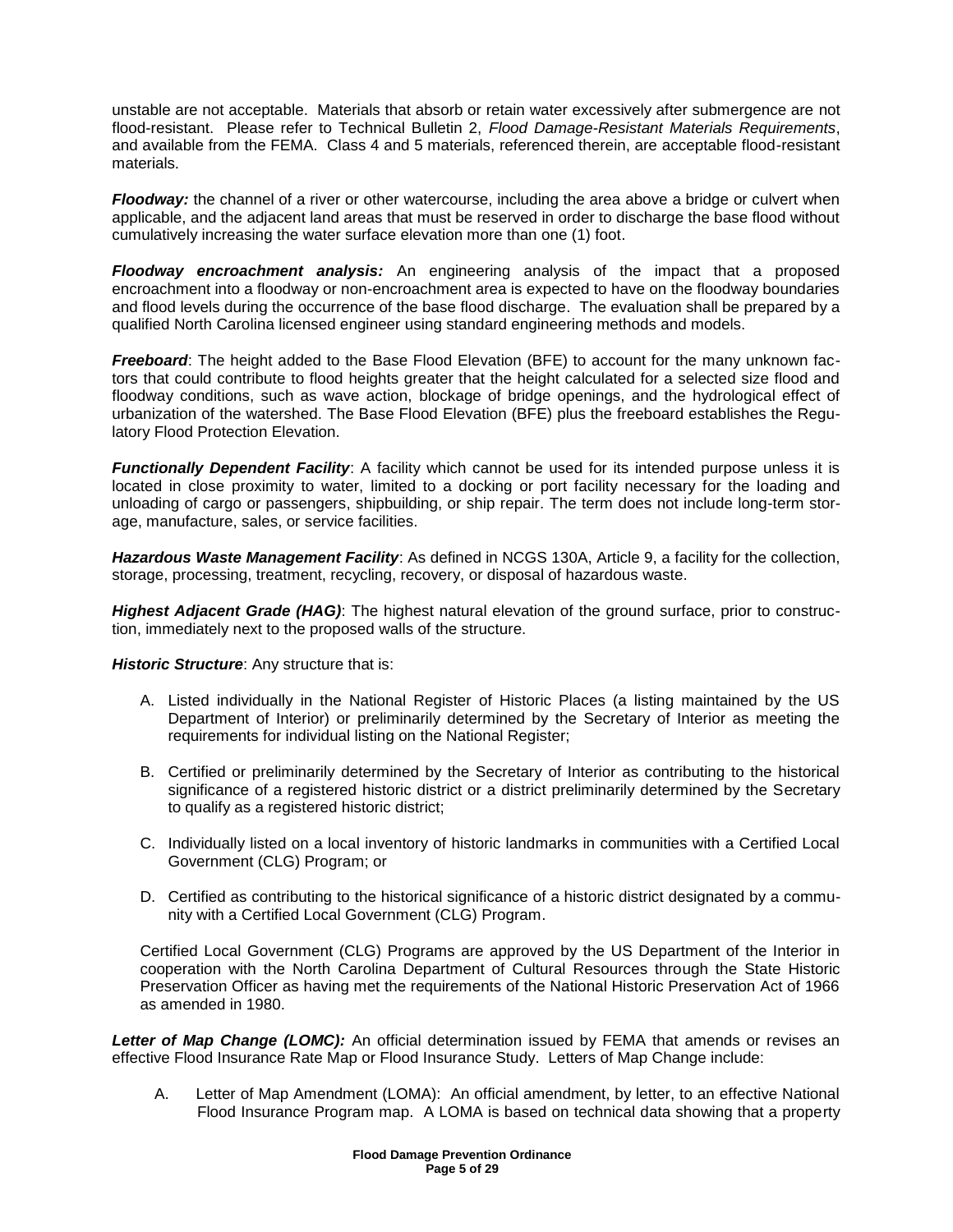unstable are not acceptable. Materials that absorb or retain water excessively after submergence are not flood-resistant. Please refer to Technical Bulletin 2, *Flood Damage-Resistant Materials Requirements*, and available from the FEMA. Class 4 and 5 materials, referenced therein, are acceptable flood-resistant materials.

***Floodway:*** the channel of a river or other watercourse, including the area above a bridge or culvert when applicable, and the adjacent land areas that must be reserved in order to discharge the base flood without cumulatively increasing the water surface elevation more than one (1) foot.

***Floodway encroachment analysis:*** An engineering analysis of the impact that a proposed encroachment into a floodway or non-encroachment area is expected to have on the floodway boundaries and flood levels during the occurrence of the base flood discharge. The evaluation shall be prepared by a qualified North Carolina licensed engineer using standard engineering methods and models.

***Freeboard***: The height added to the Base Flood Elevation (BFE) to account for the many unknown factors that could contribute to flood heights greater that the height calculated for a selected size flood and floodway conditions, such as wave action, blockage of bridge openings, and the hydrological effect of urbanization of the watershed. The Base Flood Elevation (BFE) plus the freeboard establishes the Regulatory Flood Protection Elevation.

***Functionally Dependent Facility***: A facility which cannot be used for its intended purpose unless it is located in close proximity to water, limited to a docking or port facility necessary for the loading and unloading of cargo or passengers, shipbuilding, or ship repair. The term does not include long-term storage, manufacture, sales, or service facilities.

***Hazardous Waste Management Facility***: As defined in NCGS 130A, Article 9, a facility for the collection, storage, processing, treatment, recycling, recovery, or disposal of hazardous waste.

***Highest Adjacent Grade (HAG)***: The highest natural elevation of the ground surface, prior to construction, immediately next to the proposed walls of the structure.

***Historic Structure***: Any structure that is:

A. Listed individually in the National Register of Historic Places (a listing maintained by the US Department of Interior) or preliminarily determined by the Secretary of Interior as meeting the requirements for individual listing on the National Register;

B. Certified or preliminarily determined by the Secretary of Interior as contributing to the historical significance of a registered historic district or a district preliminarily determined by the Secretary to qualify as a registered historic district;

C. Individually listed on a local inventory of historic landmarks in communities with a Certified Local Government (CLG) Program; or

D. Certified as contributing to the historical significance of a historic district designated by a community with a Certified Local Government (CLG) Program.

Certified Local Government (CLG) Programs are approved by the US Department of the Interior in cooperation with the North Carolina Department of Cultural Resources through the State Historic Preservation Officer as having met the requirements of the National Historic Preservation Act of 1966 as amended in 1980.

***Letter of Map Change (LOMC):*** An official determination issued by FEMA that amends or revises an effective Flood Insurance Rate Map or Flood Insurance Study. Letters of Map Change include:

A. Letter of Map Amendment (LOMA): An official amendment, by letter, to an effective National Flood Insurance Program map. A LOMA is based on technical data showing that a property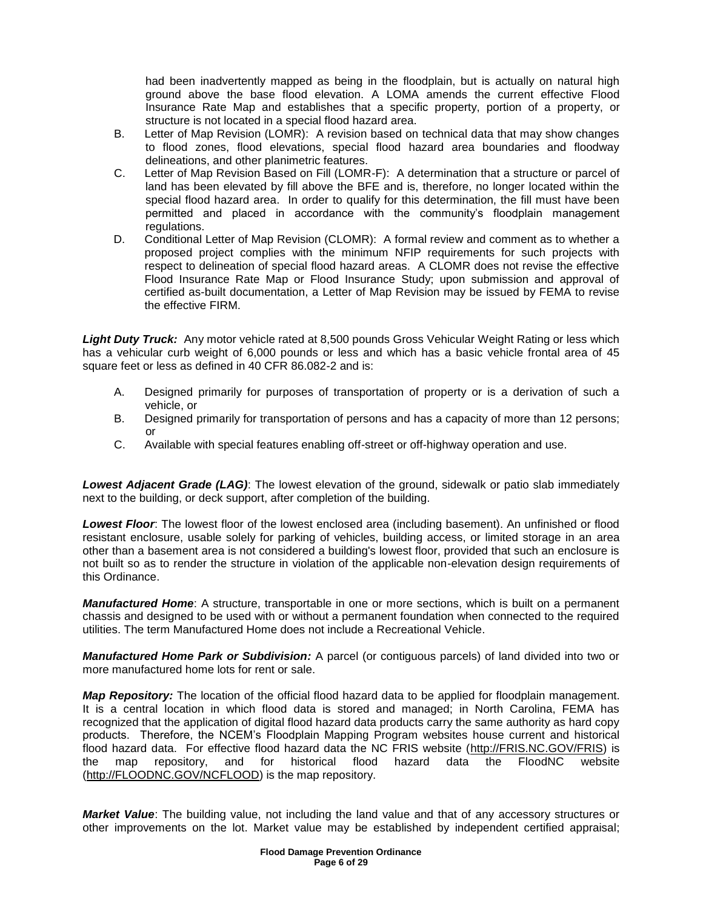had been inadvertently mapped as being in the floodplain, but is actually on natural high ground above the base flood elevation. A LOMA amends the current effective Flood Insurance Rate Map and establishes that a specific property, portion of a property, or structure is not located in a special flood hazard area.

B. Letter of Map Revision (LOMR): A revision based on technical data that may show changes to flood zones, flood elevations, special flood hazard area boundaries and floodway delineations, and other planimetric features.

C. Letter of Map Revision Based on Fill (LOMR-F): A determination that a structure or parcel of land has been elevated by fill above the BFE and is, therefore, no longer located within the special flood hazard area. In order to qualify for this determination, the fill must have been permitted and placed in accordance with the community's floodplain management regulations.

D. Conditional Letter of Map Revision (CLOMR): A formal review and comment as to whether a proposed project complies with the minimum NFIP requirements for such projects with respect to delineation of special flood hazard areas. A CLOMR does not revise the effective Flood Insurance Rate Map or Flood Insurance Study; upon submission and approval of certified as-built documentation, a Letter of Map Revision may be issued by FEMA to revise the effective FIRM.

***Light Duty Truck:*** Any motor vehicle rated at 8,500 pounds Gross Vehicular Weight Rating or less which has a vehicular curb weight of 6,000 pounds or less and which has a basic vehicle frontal area of 45 square feet or less as defined in 40 CFR 86.082-2 and is:

A. Designed primarily for purposes of transportation of property or is a derivation of such a vehicle, or

B. Designed primarily for transportation of persons and has a capacity of more than 12 persons; or

C. Available with special features enabling off-street or off-highway operation and use.

***Lowest Adjacent Grade (LAG)***: The lowest elevation of the ground, sidewalk or patio slab immediately next to the building, or deck support, after completion of the building.

***Lowest Floor***: The lowest floor of the lowest enclosed area (including basement). An unfinished or flood resistant enclosure, usable solely for parking of vehicles, building access, or limited storage in an area other than a basement area is not considered a building's lowest floor, provided that such an enclosure is not built so as to render the structure in violation of the applicable non-elevation design requirements of this Ordinance.

***Manufactured Home***: A structure, transportable in one or more sections, which is built on a permanent chassis and designed to be used with or without a permanent foundation when connected to the required utilities. The term Manufactured Home does not include a Recreational Vehicle.

***Manufactured Home Park or Subdivision:*** A parcel (or contiguous parcels) of land divided into two or more manufactured home lots for rent or sale.

***Map Repository:*** The location of the official flood hazard data to be applied for floodplain management. It is a central location in which flood data is stored and managed; in North Carolina, FEMA has recognized that the application of digital flood hazard data products carry the same authority as hard copy products. Therefore, the NCEM's Floodplain Mapping Program websites house current and historical flood hazard data. For effective flood hazard data the NC FRIS website (http://FRIS.NC.GOV/FRIS) is the map repository, and for historical flood hazard data the FloodNC website (http://FLOODNC.GOV/NCFLOOD) is the map repository.

***Market Value***: The building value, not including the land value and that of any accessory structures or other improvements on the lot. Market value may be established by independent certified appraisal;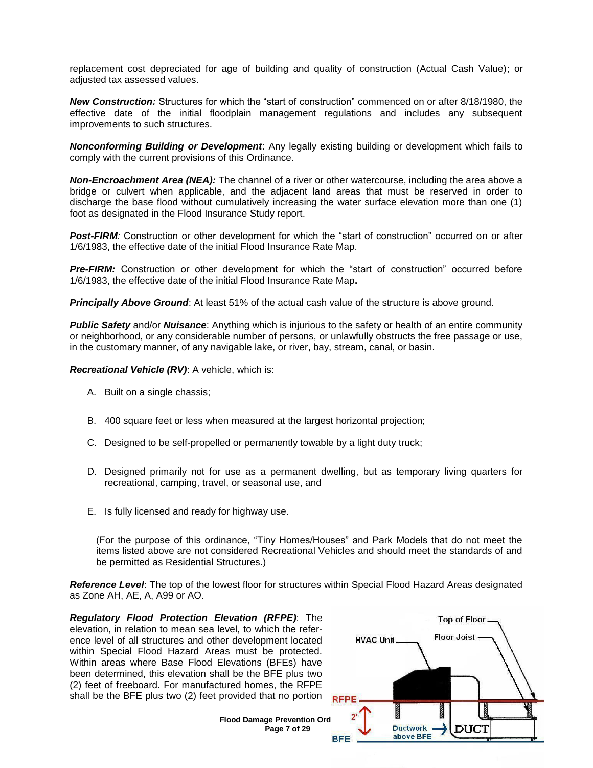replacement cost depreciated for age of building and quality of construction (Actual Cash Value); or adjusted tax assessed values.

***New Construction:*** Structures for which the "start of construction" commenced on or after 8/18/1980, the effective date of the initial floodplain management regulations and includes any subsequent improvements to such structures.

***Nonconforming Building or Development***: Any legally existing building or development which fails to comply with the current provisions of this Ordinance.

***Non-Encroachment Area (NEA):*** The channel of a river or other watercourse, including the area above a bridge or culvert when applicable, and the adjacent land areas that must be reserved in order to discharge the base flood without cumulatively increasing the water surface elevation more than one (1) foot as designated in the Flood Insurance Study report.

***Post-FIRM****:* Construction or other development for which the "start of construction" occurred on or after 1/6/1983, the effective date of the initial Flood Insurance Rate Map.

***Pre-FIRM:*** Construction or other development for which the "start of construction" occurred before 1/6/1983, the effective date of the initial Flood Insurance Rate Map**.**

***Principally Above Ground***: At least 51% of the actual cash value of the structure is above ground.

***Public Safety*** and/or ***Nuisance***: Anything which is injurious to the safety or health of an entire community or neighborhood, or any considerable number of persons, or unlawfully obstructs the free passage or use, in the customary manner, of any navigable lake, or river, bay, stream, canal, or basin.

***Recreational Vehicle (RV)***: A vehicle, which is:

A. Built on a single chassis;

B. 400 square feet or less when measured at the largest horizontal projection;

C. Designed to be self-propelled or permanently towable by a light duty truck;

D. Designed primarily not for use as a permanent dwelling, but as temporary living quarters for recreational, camping, travel, or seasonal use, and

E. Is fully licensed and ready for highway use.

(For the purpose of this ordinance, "Tiny Homes/Houses" and Park Models that do not meet the items listed above are not considered Recreational Vehicles and should meet the standards of and be permitted as Residential Structures.)

***Reference Level***: The top of the lowest floor for structures within Special Flood Hazard Areas designated as Zone AH, AE, A, A99 or AO.

***Regulatory Flood Protection Elevation (RFPE)***: The elevation, in relation to mean sea level, to which the reference level of all structures and other development located within Special Flood Hazard Areas must be protected. Within areas where Base Flood Elevations (BFEs) have been determined, this elevation shall be the BFE plus two (2) feet of freeboard. For manufactured homes, the RFPE shall be the BFE plus two (2) feet provided that no portion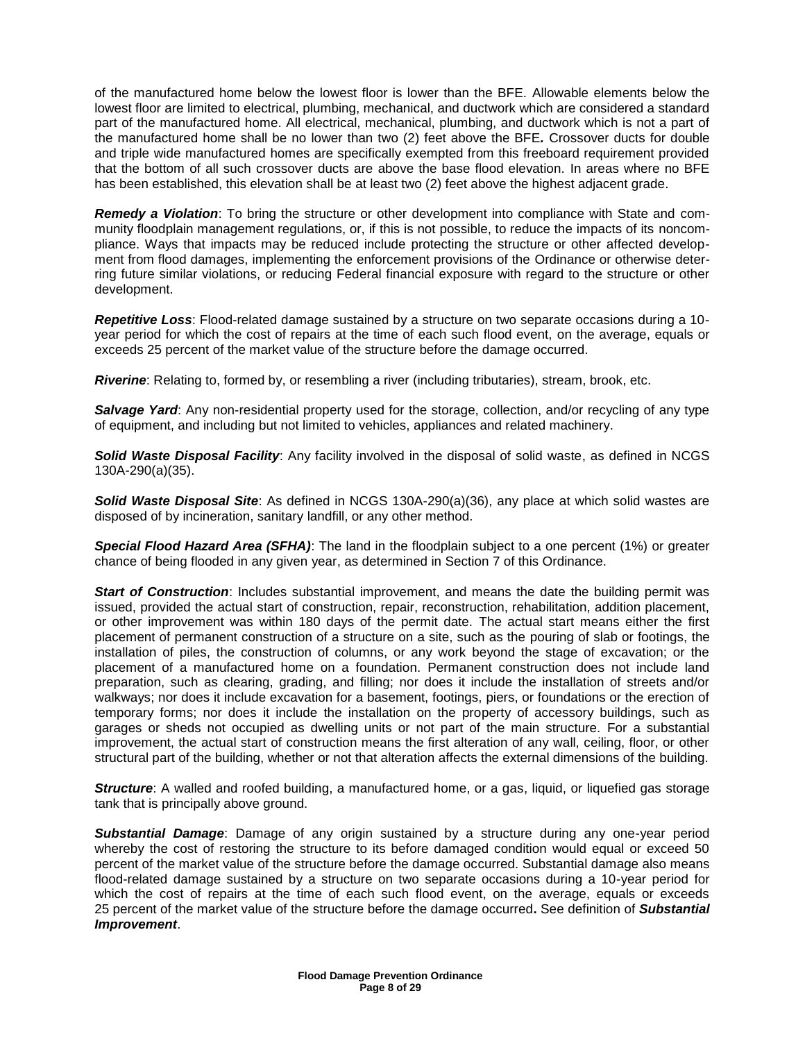of the manufactured home below the lowest floor is lower than the BFE. Allowable elements below the lowest floor are limited to electrical, plumbing, mechanical, and ductwork which are considered a standard part of the manufactured home. All electrical, mechanical, plumbing, and ductwork which is not a part of the manufactured home shall be no lower than two (2) feet above the BFE**.** Crossover ducts for double and triple wide manufactured homes are specifically exempted from this freeboard requirement provided that the bottom of all such crossover ducts are above the base flood elevation. In areas where no BFE has been established, this elevation shall be at least two (2) feet above the highest adjacent grade.

***Remedy a Violation***: To bring the structure or other development into compliance with State and community floodplain management regulations, or, if this is not possible, to reduce the impacts of its noncompliance. Ways that impacts may be reduced include protecting the structure or other affected development from flood damages, implementing the enforcement provisions of the Ordinance or otherwise deterring future similar violations, or reducing Federal financial exposure with regard to the structure or other development.

***Repetitive Loss***: Flood-related damage sustained by a structure on two separate occasions during a 10-year period for which the cost of repairs at the time of each such flood event, on the average, equals or exceeds 25 percent of the market value of the structure before the damage occurred.

***Riverine***: Relating to, formed by, or resembling a river (including tributaries), stream, brook, etc.

***Salvage Yard***: Any non-residential property used for the storage, collection, and/or recycling of any type of equipment, and including but not limited to vehicles, appliances and related machinery.

***Solid Waste Disposal Facility***: Any facility involved in the disposal of solid waste, as defined in NCGS 130A-290(a)(35).

***Solid Waste Disposal Site***: As defined in NCGS 130A-290(a)(36), any place at which solid wastes are disposed of by incineration, sanitary landfill, or any other method.

***Special Flood Hazard Area (SFHA)***: The land in the floodplain subject to a one percent (1%) or greater chance of being flooded in any given year, as determined in Section 7 of this Ordinance.

***Start of Construction***: Includes substantial improvement, and means the date the building permit was issued, provided the actual start of construction, repair, reconstruction, rehabilitation, addition placement, or other improvement was within 180 days of the permit date. The actual start means either the first placement of permanent construction of a structure on a site, such as the pouring of slab or footings, the installation of piles, the construction of columns, or any work beyond the stage of excavation; or the placement of a manufactured home on a foundation. Permanent construction does not include land preparation, such as clearing, grading, and filling; nor does it include the installation of streets and/or walkways; nor does it include excavation for a basement, footings, piers, or foundations or the erection of temporary forms; nor does it include the installation on the property of accessory buildings, such as garages or sheds not occupied as dwelling units or not part of the main structure. For a substantial improvement, the actual start of construction means the first alteration of any wall, ceiling, floor, or other structural part of the building, whether or not that alteration affects the external dimensions of the building.

***Structure***: A walled and roofed building, a manufactured home, or a gas, liquid, or liquefied gas storage tank that is principally above ground.

***Substantial Damage***: Damage of any origin sustained by a structure during any one-year period whereby the cost of restoring the structure to its before damaged condition would equal or exceed 50 percent of the market value of the structure before the damage occurred. Substantial damage also means flood-related damage sustained by a structure on two separate occasions during a 10-year period for which the cost of repairs at the time of each such flood event, on the average, equals or exceeds 25 percent of the market value of the structure before the damage occurred**.** See definition of ***Substantial Improvement***.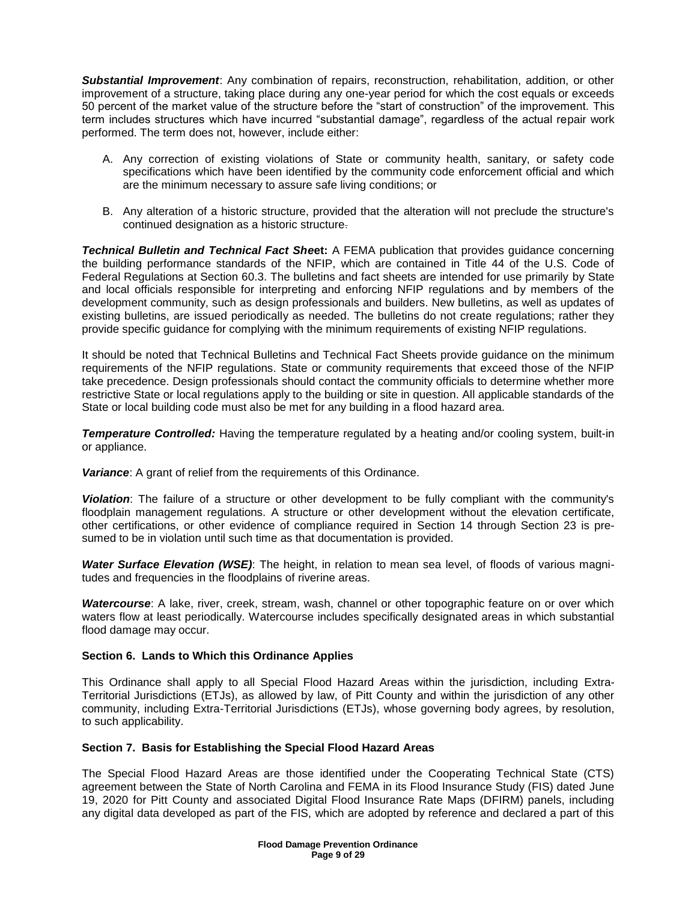***Substantial Improvement***: Any combination of repairs, reconstruction, rehabilitation, addition, or other improvement of a structure, taking place during any one-year period for which the cost equals or exceeds 50 percent of the market value of the structure before the "start of construction" of the improvement. This term includes structures which have incurred "substantial damage", regardless of the actual repair work performed. The term does not, however, include either:

A. Any correction of existing violations of State or community health, sanitary, or safety code specifications which have been identified by the community code enforcement official and which are the minimum necessary to assure safe living conditions; or

B. Any alteration of a historic structure, provided that the alteration will not preclude the structure's continued designation as a historic structure.

***Technical Bulletin and Technical Fact Sheet*:** A FEMA publication that provides guidance concerning the building performance standards of the NFIP, which are contained in Title 44 of the U.S. Code of Federal Regulations at Section 60.3. The bulletins and fact sheets are intended for use primarily by State and local officials responsible for interpreting and enforcing NFIP regulations and by members of the development community, such as design professionals and builders. New bulletins, as well as updates of existing bulletins, are issued periodically as needed. The bulletins do not create regulations; rather they provide specific guidance for complying with the minimum requirements of existing NFIP regulations.

It should be noted that Technical Bulletins and Technical Fact Sheets provide guidance on the minimum requirements of the NFIP regulations. State or community requirements that exceed those of the NFIP take precedence. Design professionals should contact the community officials to determine whether more restrictive State or local regulations apply to the building or site in question. All applicable standards of the State or local building code must also be met for any building in a flood hazard area.

***Temperature Controlled:*** Having the temperature regulated by a heating and/or cooling system, built-in or appliance.

***Variance***: A grant of relief from the requirements of this Ordinance.

***Violation***: The failure of a structure or other development to be fully compliant with the community's floodplain management regulations. A structure or other development without the elevation certificate, other certifications, or other evidence of compliance required in Section 14 through Section 23 is presumed to be in violation until such time as that documentation is provided.

***Water Surface Elevation (WSE)***: The height, in relation to mean sea level, of floods of various magnitudes and frequencies in the floodplains of riverine areas.

***Watercourse***: A lake, river, creek, stream, wash, channel or other topographic feature on or over which waters flow at least periodically. Watercourse includes specifically designated areas in which substantial flood damage may occur.

**Section 6. Lands to Which this Ordinance Applies**

This Ordinance shall apply to all Special Flood Hazard Areas within the jurisdiction, including Extra-Territorial Jurisdictions (ETJs), as allowed by law, of Pitt County and within the jurisdiction of any other community, including Extra-Territorial Jurisdictions (ETJs), whose governing body agrees, by resolution, to such applicability.

**Section 7. Basis for Establishing the Special Flood Hazard Areas**

The Special Flood Hazard Areas are those identified under the Cooperating Technical State (CTS) agreement between the State of North Carolina and FEMA in its Flood Insurance Study (FIS) dated June 19, 2020 for Pitt County and associated Digital Flood Insurance Rate Maps (DFIRM) panels, including any digital data developed as part of the FIS, which are adopted by reference and declared a part of this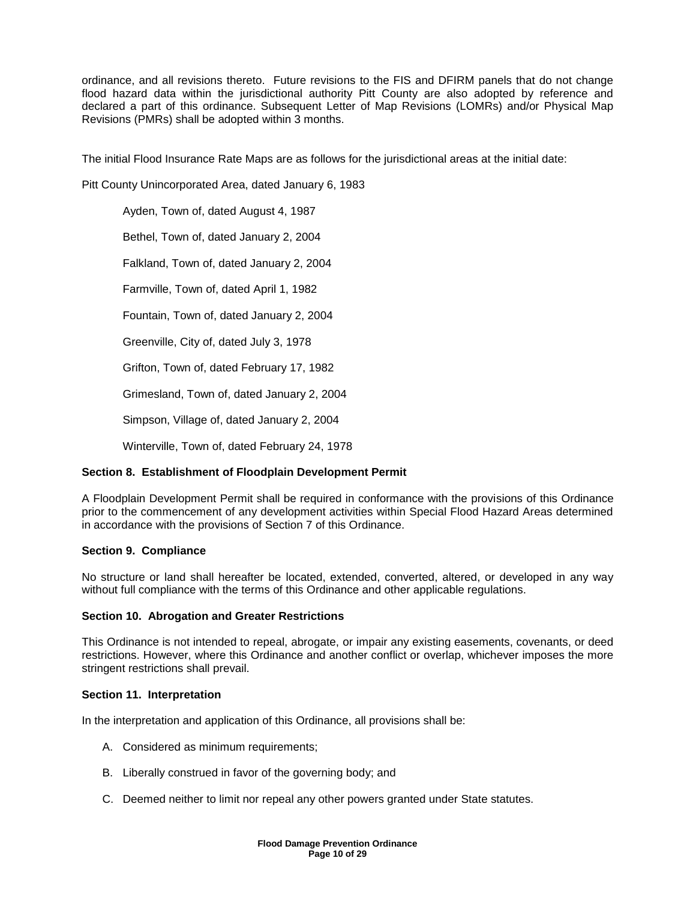ordinance, and all revisions thereto. Future revisions to the FIS and DFIRM panels that do not change flood hazard data within the jurisdictional authority Pitt County are also adopted by reference and declared a part of this ordinance. Subsequent Letter of Map Revisions (LOMRs) and/or Physical Map Revisions (PMRs) shall be adopted within 3 months.

The initial Flood Insurance Rate Maps are as follows for the jurisdictional areas at the initial date:

Pitt County Unincorporated Area, dated January 6, 1983

Ayden, Town of, dated August 4, 1987

Bethel, Town of, dated January 2, 2004

Falkland, Town of, dated January 2, 2004

Farmville, Town of, dated April 1, 1982

Fountain, Town of, dated January 2, 2004

Greenville, City of, dated July 3, 1978

Grifton, Town of, dated February 17, 1982

Grimesland, Town of, dated January 2, 2004

Simpson, Village of, dated January 2, 2004

Winterville, Town of, dated February 24, 1978

**Section 8. Establishment of Floodplain Development Permit**

A Floodplain Development Permit shall be required in conformance with the provisions of this Ordinance prior to the commencement of any development activities within Special Flood Hazard Areas determined in accordance with the provisions of Section 7 of this Ordinance.

**Section 9. Compliance**

No structure or land shall hereafter be located, extended, converted, altered, or developed in any way without full compliance with the terms of this Ordinance and other applicable regulations.

**Section 10. Abrogation and Greater Restrictions**

This Ordinance is not intended to repeal, abrogate, or impair any existing easements, covenants, or deed restrictions. However, where this Ordinance and another conflict or overlap, whichever imposes the more stringent restrictions shall prevail.

**Section 11. Interpretation**

In the interpretation and application of this Ordinance, all provisions shall be:

A. Considered as minimum requirements;

B. Liberally construed in favor of the governing body; and

C. Deemed neither to limit nor repeal any other powers granted under State statutes.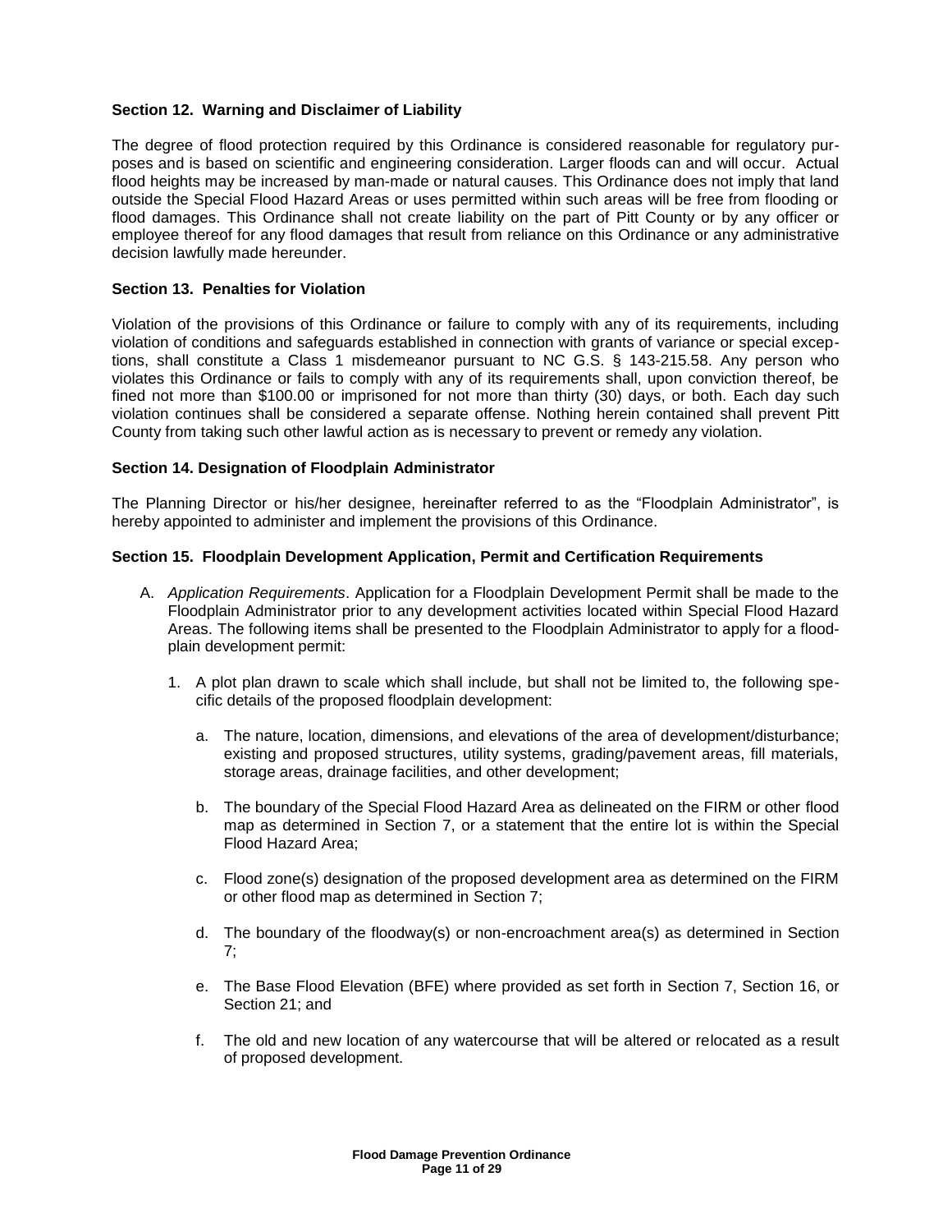### Section 12. Warning and Disclaimer of Liability

The degree of flood protection required by this Ordinance is considered reasonable for regulatory purposes and is based on scientific and engineering consideration. Larger floods can and will occur. Actual flood heights may be increased by man-made or natural causes. This Ordinance does not imply that land outside the Special Flood Hazard Areas or uses permitted within such areas will be free from flooding or flood damages. This Ordinance shall not create liability on the part of Pitt County or by any officer or employee thereof for any flood damages that result from reliance on this Ordinance or any administrative decision lawfully made hereunder.

### Section 13. Penalties for Violation

Violation of the provisions of this Ordinance or failure to comply with any of its requirements, including violation of conditions and safeguards established in connection with grants of variance or special exceptions, shall constitute a Class 1 misdemeanor pursuant to NC G.S. § 143-215.58. Any person who violates this Ordinance or fails to comply with any of its requirements shall, upon conviction thereof, be fined not more than $100.00 or imprisoned for not more than thirty (30) days, or both. Each day such violation continues shall be considered a separate offense. Nothing herein contained shall prevent Pitt County from taking such other lawful action as is necessary to prevent or remedy any violation.

### Section 14. Designation of Floodplain Administrator

The Planning Director or his/her designee, hereinafter referred to as the "Floodplain Administrator", is hereby appointed to administer and implement the provisions of this Ordinance.

### Section 15. Floodplain Development Application, Permit and Certification Requirements

A. *Application Requirements*. Application for a Floodplain Development Permit shall be made to the Floodplain Administrator prior to any development activities located within Special Flood Hazard Areas. The following items shall be presented to the Floodplain Administrator to apply for a floodplain development permit:

   1. A plot plan drawn to scale which shall include, but shall not be limited to, the following specific details of the proposed floodplain development:

      a. The nature, location, dimensions, and elevations of the area of development/disturbance; existing and proposed structures, utility systems, grading/pavement areas, fill materials, storage areas, drainage facilities, and other development;

      b. The boundary of the Special Flood Hazard Area as delineated on the FIRM or other flood map as determined in Section 7, or a statement that the entire lot is within the Special Flood Hazard Area;

      c. Flood zone(s) designation of the proposed development area as determined on the FIRM or other flood map as determined in Section 7;

      d. The boundary of the floodway(s) or non-encroachment area(s) as determined in Section 7;

      e. The Base Flood Elevation (BFE) where provided as set forth in Section 7, Section 16, or Section 21; and

      f. The old and new location of any watercourse that will be altered or relocated as a result of proposed development.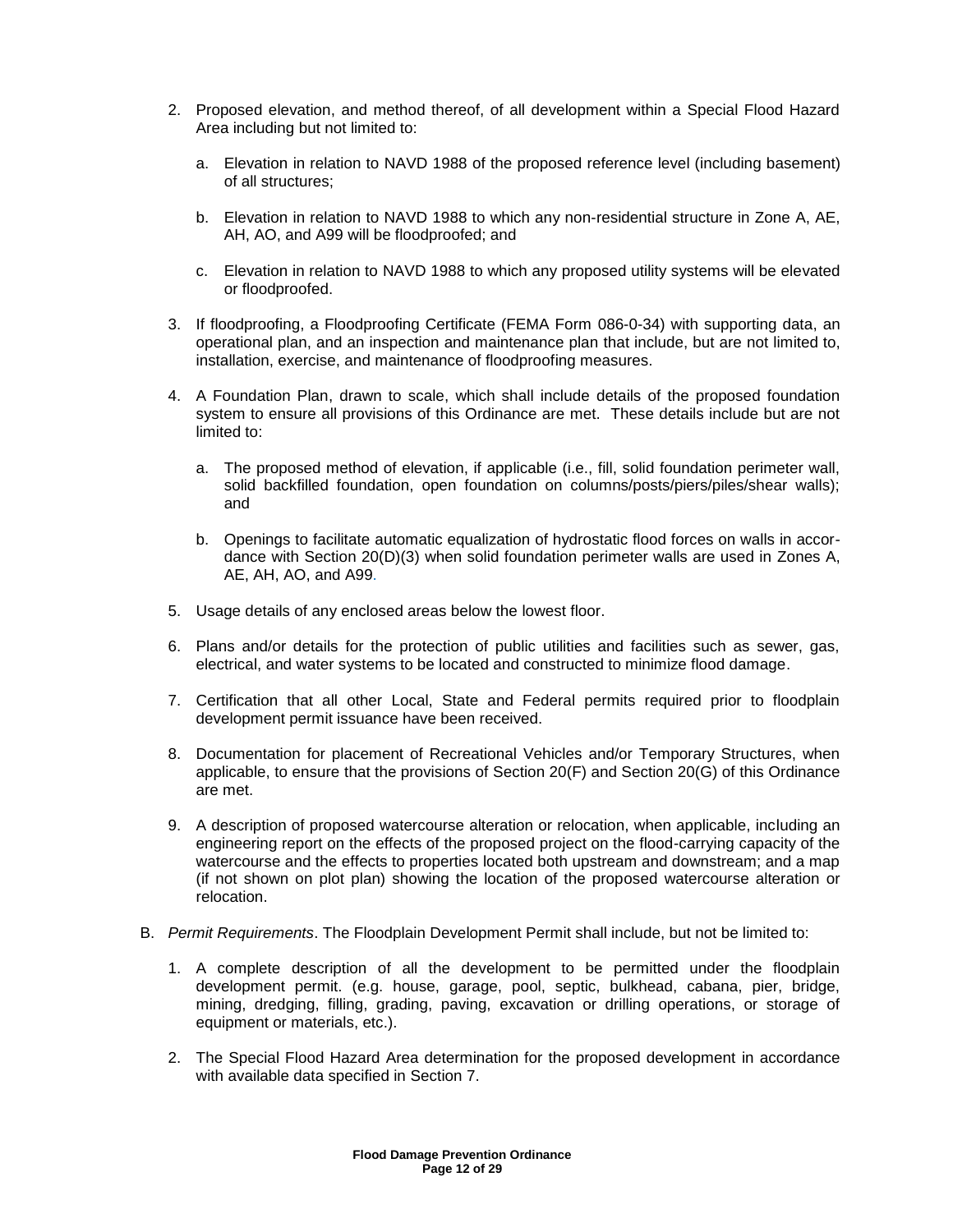2. Proposed elevation, and method thereof, of all development within a Special Flood Hazard Area including but not limited to:

   a. Elevation in relation to NAVD 1988 of the proposed reference level (including basement) of all structures;

   b. Elevation in relation to NAVD 1988 to which any non-residential structure in Zone A, AE, AH, AO, and A99 will be floodproofed; and

   c. Elevation in relation to NAVD 1988 to which any proposed utility systems will be elevated or floodproofed.

3. If floodproofing, a Floodproofing Certificate (FEMA Form 086-0-34) with supporting data, an operational plan, and an inspection and maintenance plan that include, but are not limited to, installation, exercise, and maintenance of floodproofing measures.

4. A Foundation Plan, drawn to scale, which shall include details of the proposed foundation system to ensure all provisions of this Ordinance are met. These details include but are not limited to:

   a. The proposed method of elevation, if applicable (i.e., fill, solid foundation perimeter wall, solid backfilled foundation, open foundation on columns/posts/piers/piles/shear walls); and

   b. Openings to facilitate automatic equalization of hydrostatic flood forces on walls in accordance with Section 20(D)(3) when solid foundation perimeter walls are used in Zones A, AE, AH, AO, and A99.

5. Usage details of any enclosed areas below the lowest floor.

6. Plans and/or details for the protection of public utilities and facilities such as sewer, gas, electrical, and water systems to be located and constructed to minimize flood damage.

7. Certification that all other Local, State and Federal permits required prior to floodplain development permit issuance have been received.

8. Documentation for placement of Recreational Vehicles and/or Temporary Structures, when applicable, to ensure that the provisions of Section 20(F) and Section 20(G) of this Ordinance are met.

9. A description of proposed watercourse alteration or relocation, when applicable, including an engineering report on the effects of the proposed project on the flood-carrying capacity of the watercourse and the effects to properties located both upstream and downstream; and a map (if not shown on plot plan) showing the location of the proposed watercourse alteration or relocation.

B. *Permit Requirements*. The Floodplain Development Permit shall include, but not be limited to:

   1. A complete description of all the development to be permitted under the floodplain development permit. (e.g. house, garage, pool, septic, bulkhead, cabana, pier, bridge, mining, dredging, filling, grading, paving, excavation or drilling operations, or storage of equipment or materials, etc.).

   2. The Special Flood Hazard Area determination for the proposed development in accordance with available data specified in Section 7.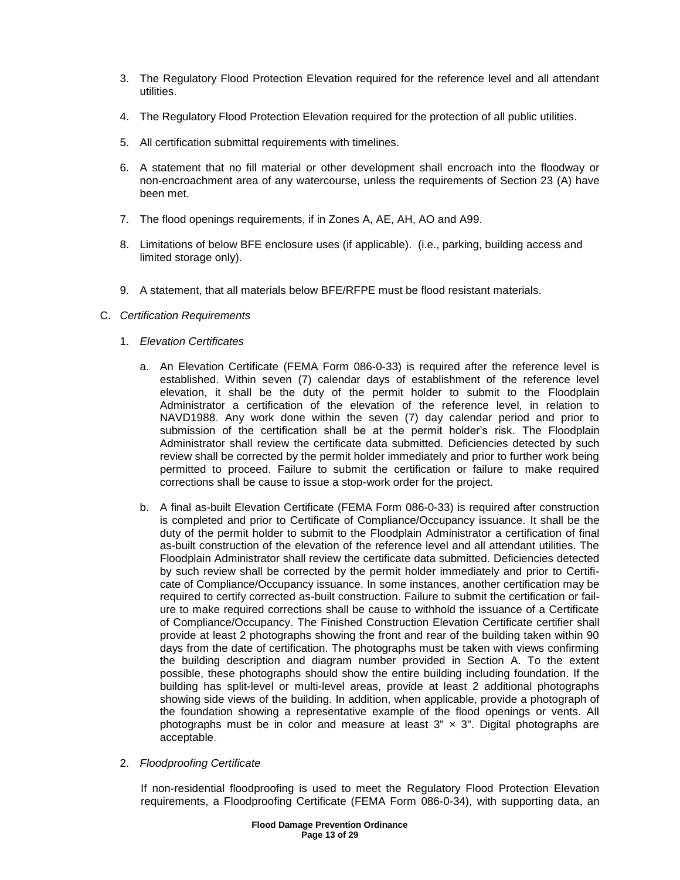3. The Regulatory Flood Protection Elevation required for the reference level and all attendant utilities.

4. The Regulatory Flood Protection Elevation required for the protection of all public utilities.

5. All certification submittal requirements with timelines.

6. A statement that no fill material or other development shall encroach into the floodway or non-encroachment area of any watercourse, unless the requirements of Section 23 (A) have been met.

7. The flood openings requirements, if in Zones A, AE, AH, AO and A99.

8. Limitations of below BFE enclosure uses (if applicable). (i.e., parking, building access and limited storage only).

9. A statement, that all materials below BFE/RFPE must be flood resistant materials.

C. *Certification Requirements*

1. *Elevation Certificates*

   a. An Elevation Certificate (FEMA Form 086-0-33) is required after the reference level is established. Within seven (7) calendar days of establishment of the reference level elevation, it shall be the duty of the permit holder to submit to the Floodplain Administrator a certification of the elevation of the reference level, in relation to NAVD1988. Any work done within the seven (7) day calendar period and prior to submission of the certification shall be at the permit holder's risk. The Floodplain Administrator shall review the certificate data submitted. Deficiencies detected by such review shall be corrected by the permit holder immediately and prior to further work being permitted to proceed. Failure to submit the certification or failure to make required corrections shall be cause to issue a stop-work order for the project.

   b. A final as-built Elevation Certificate (FEMA Form 086-0-33) is required after construction is completed and prior to Certificate of Compliance/Occupancy issuance. It shall be the duty of the permit holder to submit to the Floodplain Administrator a certification of final as-built construction of the elevation of the reference level and all attendant utilities. The Floodplain Administrator shall review the certificate data submitted. Deficiencies detected by such review shall be corrected by the permit holder immediately and prior to Certificate of Compliance/Occupancy issuance. In some instances, another certification may be required to certify corrected as-built construction. Failure to submit the certification or failure to make required corrections shall be cause to withhold the issuance of a Certificate of Compliance/Occupancy. The Finished Construction Elevation Certificate certifier shall provide at least 2 photographs showing the front and rear of the building taken within 90 days from the date of certification. The photographs must be taken with views confirming the building description and diagram number provided in Section A. To the extent possible, these photographs should show the entire building including foundation. If the building has split-level or multi-level areas, provide at least 2 additional photographs showing side views of the building. In addition, when applicable, provide a photograph of the foundation showing a representative example of the flood openings or vents. All photographs must be in color and measure at least 3" × 3". Digital photographs are acceptable.

2. *Floodproofing Certificate*

   If non-residential floodproofing is used to meet the Regulatory Flood Protection Elevation requirements, a Floodproofing Certificate (FEMA Form 086-0-34), with supporting data, an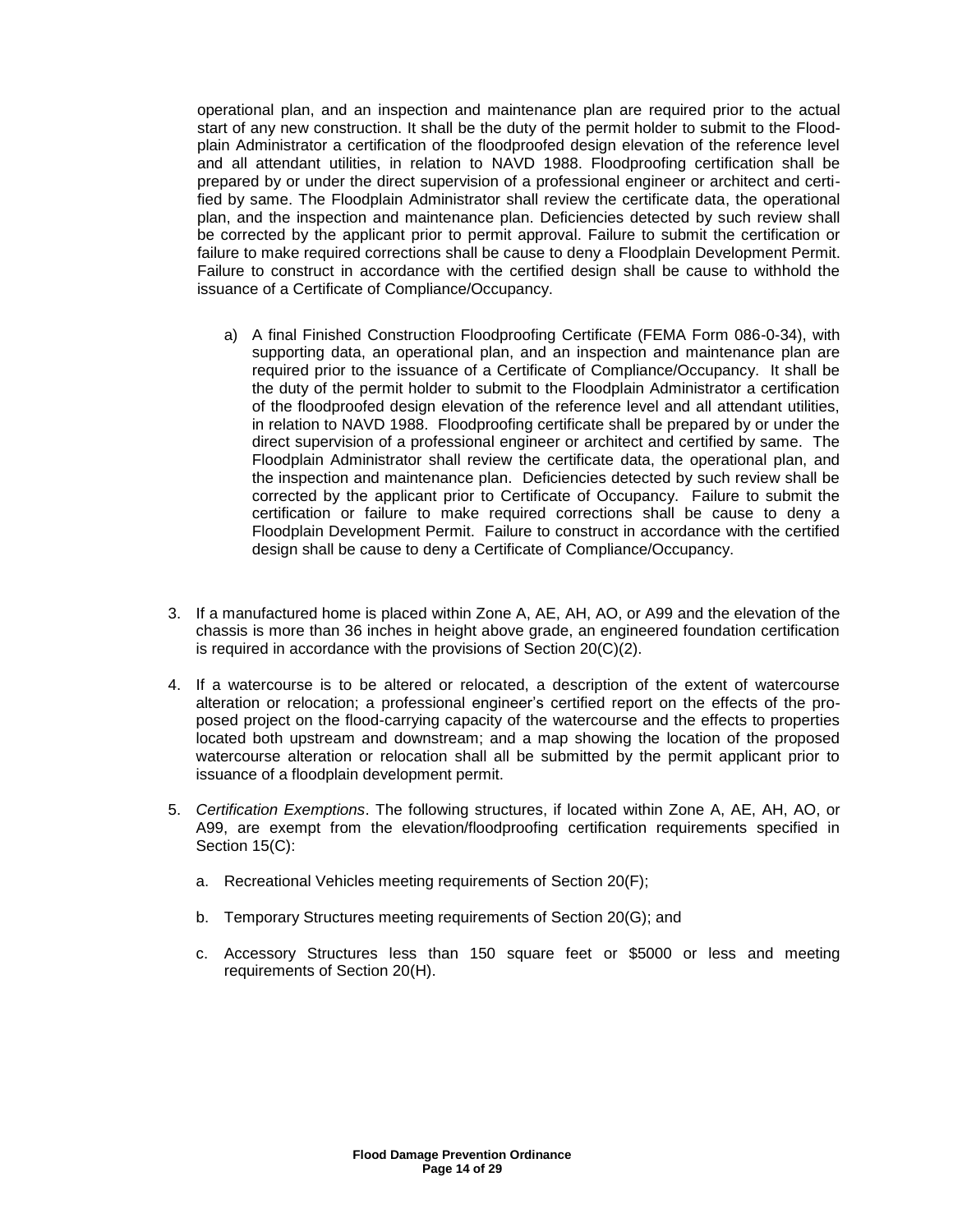operational plan, and an inspection and maintenance plan are required prior to the actual start of any new construction. It shall be the duty of the permit holder to submit to the Floodplain Administrator a certification of the floodproofed design elevation of the reference level and all attendant utilities, in relation to NAVD 1988. Floodproofing certification shall be prepared by or under the direct supervision of a professional engineer or architect and certified by same. The Floodplain Administrator shall review the certificate data, the operational plan, and the inspection and maintenance plan. Deficiencies detected by such review shall be corrected by the applicant prior to permit approval. Failure to submit the certification or failure to make required corrections shall be cause to deny a Floodplain Development Permit. Failure to construct in accordance with the certified design shall be cause to withhold the issuance of a Certificate of Compliance/Occupancy.

a) A final Finished Construction Floodproofing Certificate (FEMA Form 086-0-34), with supporting data, an operational plan, and an inspection and maintenance plan are required prior to the issuance of a Certificate of Compliance/Occupancy. It shall be the duty of the permit holder to submit to the Floodplain Administrator a certification of the floodproofed design elevation of the reference level and all attendant utilities, in relation to NAVD 1988. Floodproofing certificate shall be prepared by or under the direct supervision of a professional engineer or architect and certified by same. The Floodplain Administrator shall review the certificate data, the operational plan, and the inspection and maintenance plan. Deficiencies detected by such review shall be corrected by the applicant prior to Certificate of Occupancy. Failure to submit the certification or failure to make required corrections shall be cause to deny a Floodplain Development Permit. Failure to construct in accordance with the certified design shall be cause to deny a Certificate of Compliance/Occupancy.

3. If a manufactured home is placed within Zone A, AE, AH, AO, or A99 and the elevation of the chassis is more than 36 inches in height above grade, an engineered foundation certification is required in accordance with the provisions of Section 20(C)(2).

4. If a watercourse is to be altered or relocated, a description of the extent of watercourse alteration or relocation; a professional engineer's certified report on the effects of the proposed project on the flood-carrying capacity of the watercourse and the effects to properties located both upstream and downstream; and a map showing the location of the proposed watercourse alteration or relocation shall all be submitted by the permit applicant prior to issuance of a floodplain development permit.

5. *Certification Exemptions*. The following structures, if located within Zone A, AE, AH, AO, or A99, are exempt from the elevation/floodproofing certification requirements specified in Section 15(C):

   a. Recreational Vehicles meeting requirements of Section 20(F);

   b. Temporary Structures meeting requirements of Section 20(G); and

   c. Accessory Structures less than 150 square feet or $5000 or less and meeting requirements of Section 20(H).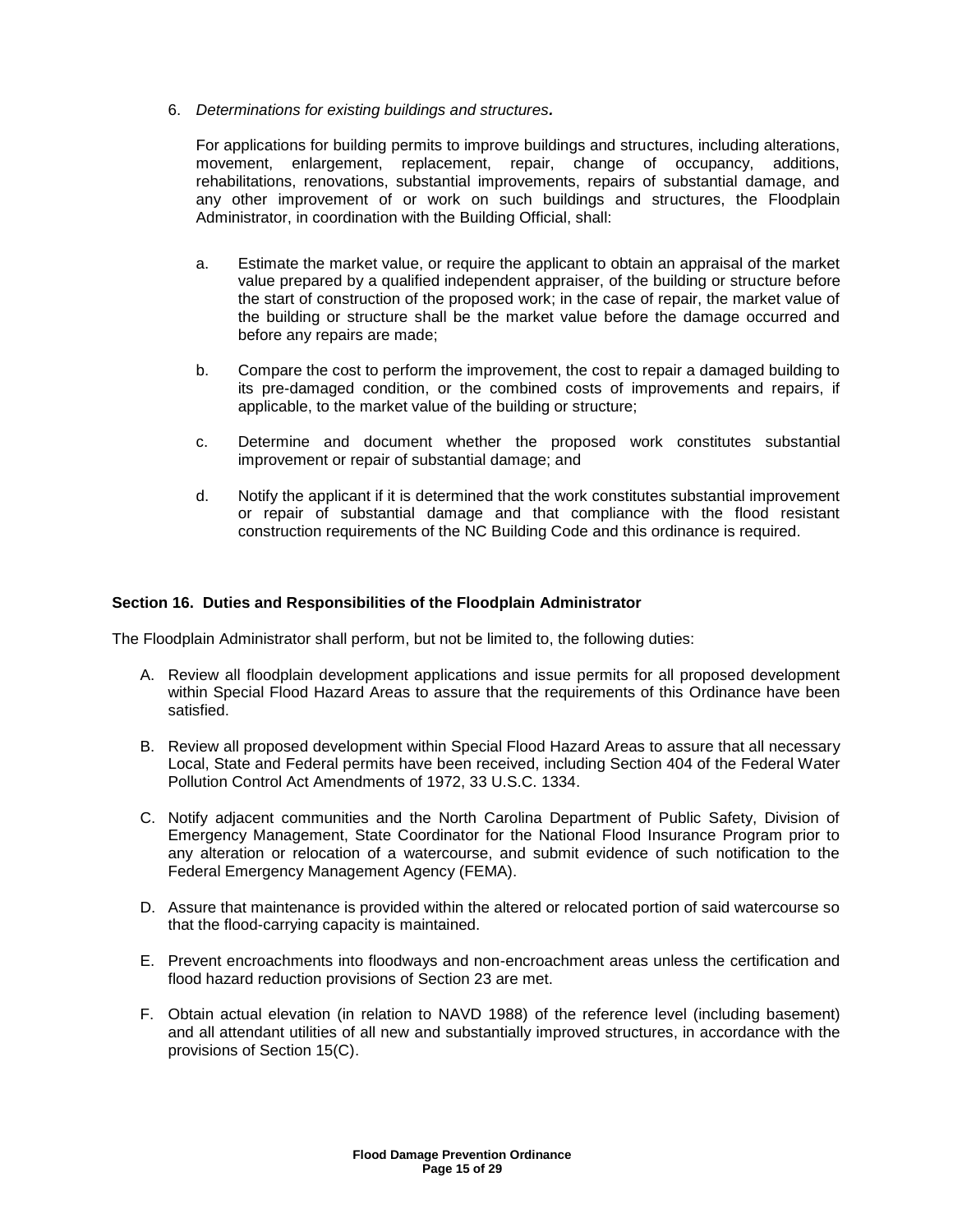6. *Determinations for existing buildings and structures.*

   For applications for building permits to improve buildings and structures, including alterations, movement, enlargement, replacement, repair, change of occupancy, additions, rehabilitations, renovations, substantial improvements, repairs of substantial damage, and any other improvement of or work on such buildings and structures, the Floodplain Administrator, in coordination with the Building Official, shall:

   a. Estimate the market value, or require the applicant to obtain an appraisal of the market value prepared by a qualified independent appraiser, of the building or structure before the start of construction of the proposed work; in the case of repair, the market value of the building or structure shall be the market value before the damage occurred and before any repairs are made;

   b. Compare the cost to perform the improvement, the cost to repair a damaged building to its pre-damaged condition, or the combined costs of improvements and repairs, if applicable, to the market value of the building or structure;

   c. Determine and document whether the proposed work constitutes substantial improvement or repair of substantial damage; and

   d. Notify the applicant if it is determined that the work constitutes substantial improvement or repair of substantial damage and that compliance with the flood resistant construction requirements of the NC Building Code and this ordinance is required.

### Section 16. Duties and Responsibilities of the Floodplain Administrator

The Floodplain Administrator shall perform, but not be limited to, the following duties:

A. Review all floodplain development applications and issue permits for all proposed development within Special Flood Hazard Areas to assure that the requirements of this Ordinance have been satisfied.

B. Review all proposed development within Special Flood Hazard Areas to assure that all necessary Local, State and Federal permits have been received, including Section 404 of the Federal Water Pollution Control Act Amendments of 1972, 33 U.S.C. 1334.

C. Notify adjacent communities and the North Carolina Department of Public Safety, Division of Emergency Management, State Coordinator for the National Flood Insurance Program prior to any alteration or relocation of a watercourse, and submit evidence of such notification to the Federal Emergency Management Agency (FEMA).

D. Assure that maintenance is provided within the altered or relocated portion of said watercourse so that the flood-carrying capacity is maintained.

E. Prevent encroachments into floodways and non-encroachment areas unless the certification and flood hazard reduction provisions of Section 23 are met.

F. Obtain actual elevation (in relation to NAVD 1988) of the reference level (including basement) and all attendant utilities of all new and substantially improved structures, in accordance with the provisions of Section 15(C).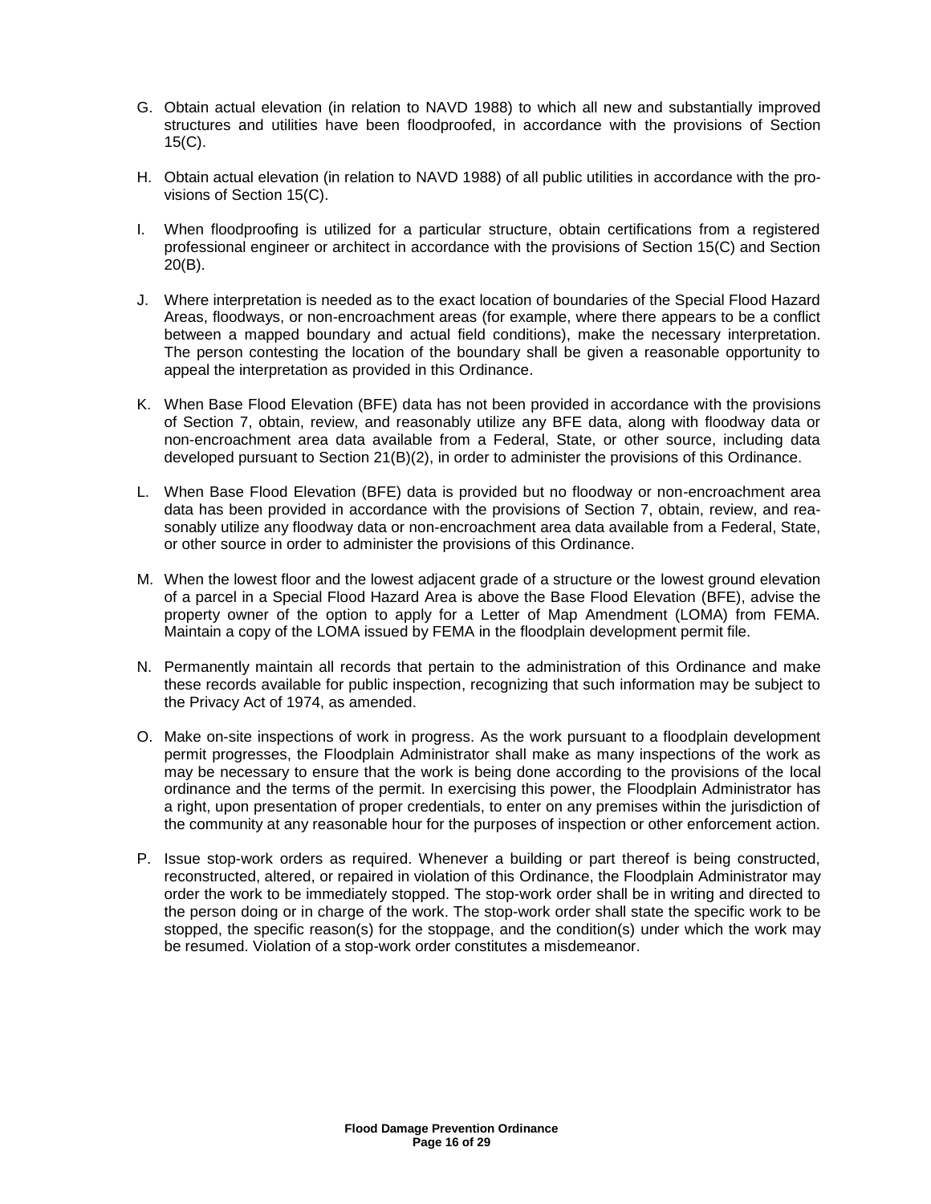G. Obtain actual elevation (in relation to NAVD 1988) to which all new and substantially improved structures and utilities have been floodproofed, in accordance with the provisions of Section 15(C).

H. Obtain actual elevation (in relation to NAVD 1988) of all public utilities in accordance with the provisions of Section 15(C).

I. When floodproofing is utilized for a particular structure, obtain certifications from a registered professional engineer or architect in accordance with the provisions of Section 15(C) and Section 20(B).

J. Where interpretation is needed as to the exact location of boundaries of the Special Flood Hazard Areas, floodways, or non-encroachment areas (for example, where there appears to be a conflict between a mapped boundary and actual field conditions), make the necessary interpretation. The person contesting the location of the boundary shall be given a reasonable opportunity to appeal the interpretation as provided in this Ordinance.

K. When Base Flood Elevation (BFE) data has not been provided in accordance with the provisions of Section 7, obtain, review, and reasonably utilize any BFE data, along with floodway data or non-encroachment area data available from a Federal, State, or other source, including data developed pursuant to Section 21(B)(2), in order to administer the provisions of this Ordinance.

L. When Base Flood Elevation (BFE) data is provided but no floodway or non-encroachment area data has been provided in accordance with the provisions of Section 7, obtain, review, and reasonably utilize any floodway data or non-encroachment area data available from a Federal, State, or other source in order to administer the provisions of this Ordinance.

M. When the lowest floor and the lowest adjacent grade of a structure or the lowest ground elevation of a parcel in a Special Flood Hazard Area is above the Base Flood Elevation (BFE), advise the property owner of the option to apply for a Letter of Map Amendment (LOMA) from FEMA. Maintain a copy of the LOMA issued by FEMA in the floodplain development permit file.

N. Permanently maintain all records that pertain to the administration of this Ordinance and make these records available for public inspection, recognizing that such information may be subject to the Privacy Act of 1974, as amended.

O. Make on-site inspections of work in progress. As the work pursuant to a floodplain development permit progresses, the Floodplain Administrator shall make as many inspections of the work as may be necessary to ensure that the work is being done according to the provisions of the local ordinance and the terms of the permit. In exercising this power, the Floodplain Administrator has a right, upon presentation of proper credentials, to enter on any premises within the jurisdiction of the community at any reasonable hour for the purposes of inspection or other enforcement action.

P. Issue stop-work orders as required. Whenever a building or part thereof is being constructed, reconstructed, altered, or repaired in violation of this Ordinance, the Floodplain Administrator may order the work to be immediately stopped. The stop-work order shall be in writing and directed to the person doing or in charge of the work. The stop-work order shall state the specific work to be stopped, the specific reason(s) for the stoppage, and the condition(s) under which the work may be resumed. Violation of a stop-work order constitutes a misdemeanor.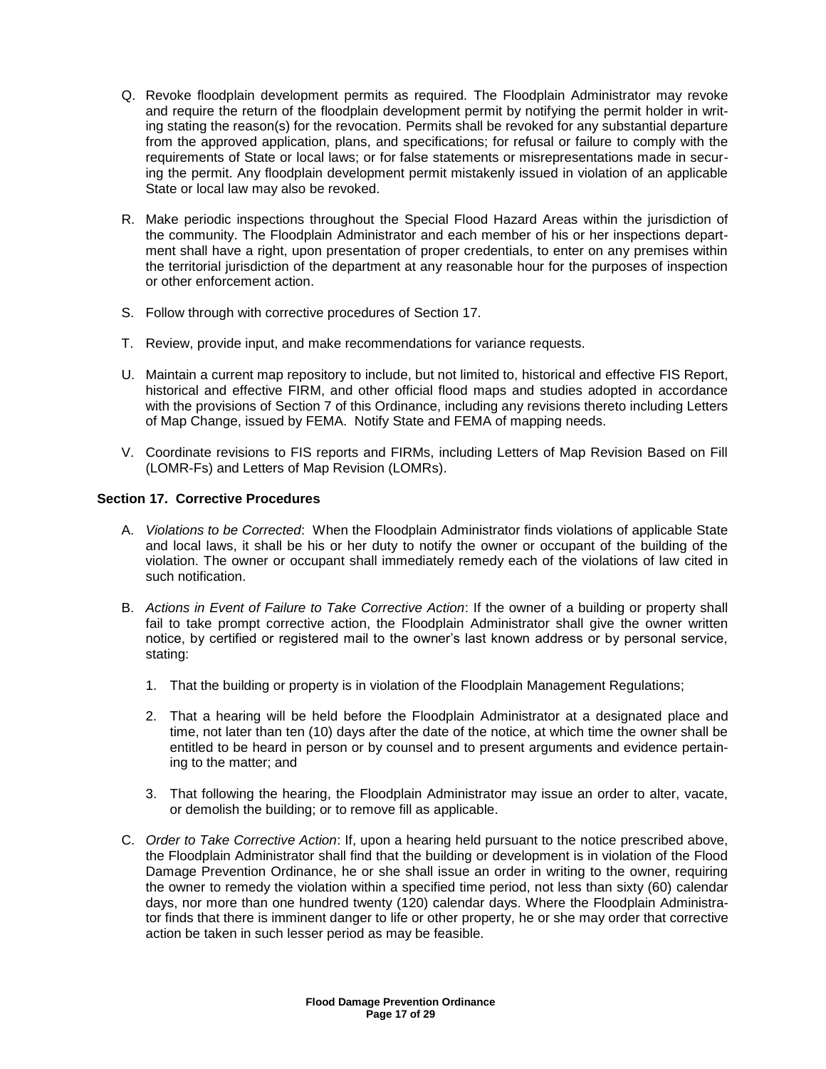Q. Revoke floodplain development permits as required. The Floodplain Administrator may revoke and require the return of the floodplain development permit by notifying the permit holder in writing stating the reason(s) for the revocation. Permits shall be revoked for any substantial departure from the approved application, plans, and specifications; for refusal or failure to comply with the requirements of State or local laws; or for false statements or misrepresentations made in securing the permit. Any floodplain development permit mistakenly issued in violation of an applicable State or local law may also be revoked.

R. Make periodic inspections throughout the Special Flood Hazard Areas within the jurisdiction of the community. The Floodplain Administrator and each member of his or her inspections department shall have a right, upon presentation of proper credentials, to enter on any premises within the territorial jurisdiction of the department at any reasonable hour for the purposes of inspection or other enforcement action.

S. Follow through with corrective procedures of Section 17.

T. Review, provide input, and make recommendations for variance requests.

U. Maintain a current map repository to include, but not limited to, historical and effective FIS Report, historical and effective FIRM, and other official flood maps and studies adopted in accordance with the provisions of Section 7 of this Ordinance, including any revisions thereto including Letters of Map Change, issued by FEMA. Notify State and FEMA of mapping needs.

V. Coordinate revisions to FIS reports and FIRMs, including Letters of Map Revision Based on Fill (LOMR-Fs) and Letters of Map Revision (LOMRs).

### Section 17. Corrective Procedures

A. *Violations to be Corrected*: When the Floodplain Administrator finds violations of applicable State and local laws, it shall be his or her duty to notify the owner or occupant of the building of the violation. The owner or occupant shall immediately remedy each of the violations of law cited in such notification.

B. *Actions in Event of Failure to Take Corrective Action*: If the owner of a building or property shall fail to take prompt corrective action, the Floodplain Administrator shall give the owner written notice, by certified or registered mail to the owner's last known address or by personal service, stating:

   1. That the building or property is in violation of the Floodplain Management Regulations;

   2. That a hearing will be held before the Floodplain Administrator at a designated place and time, not later than ten (10) days after the date of the notice, at which time the owner shall be entitled to be heard in person or by counsel and to present arguments and evidence pertaining to the matter; and

   3. That following the hearing, the Floodplain Administrator may issue an order to alter, vacate, or demolish the building; or to remove fill as applicable.

C. *Order to Take Corrective Action*: If, upon a hearing held pursuant to the notice prescribed above, the Floodplain Administrator shall find that the building or development is in violation of the Flood Damage Prevention Ordinance, he or she shall issue an order in writing to the owner, requiring the owner to remedy the violation within a specified time period, not less than sixty (60) calendar days, nor more than one hundred twenty (120) calendar days. Where the Floodplain Administrator finds that there is imminent danger to life or other property, he or she may order that corrective action be taken in such lesser period as may be feasible.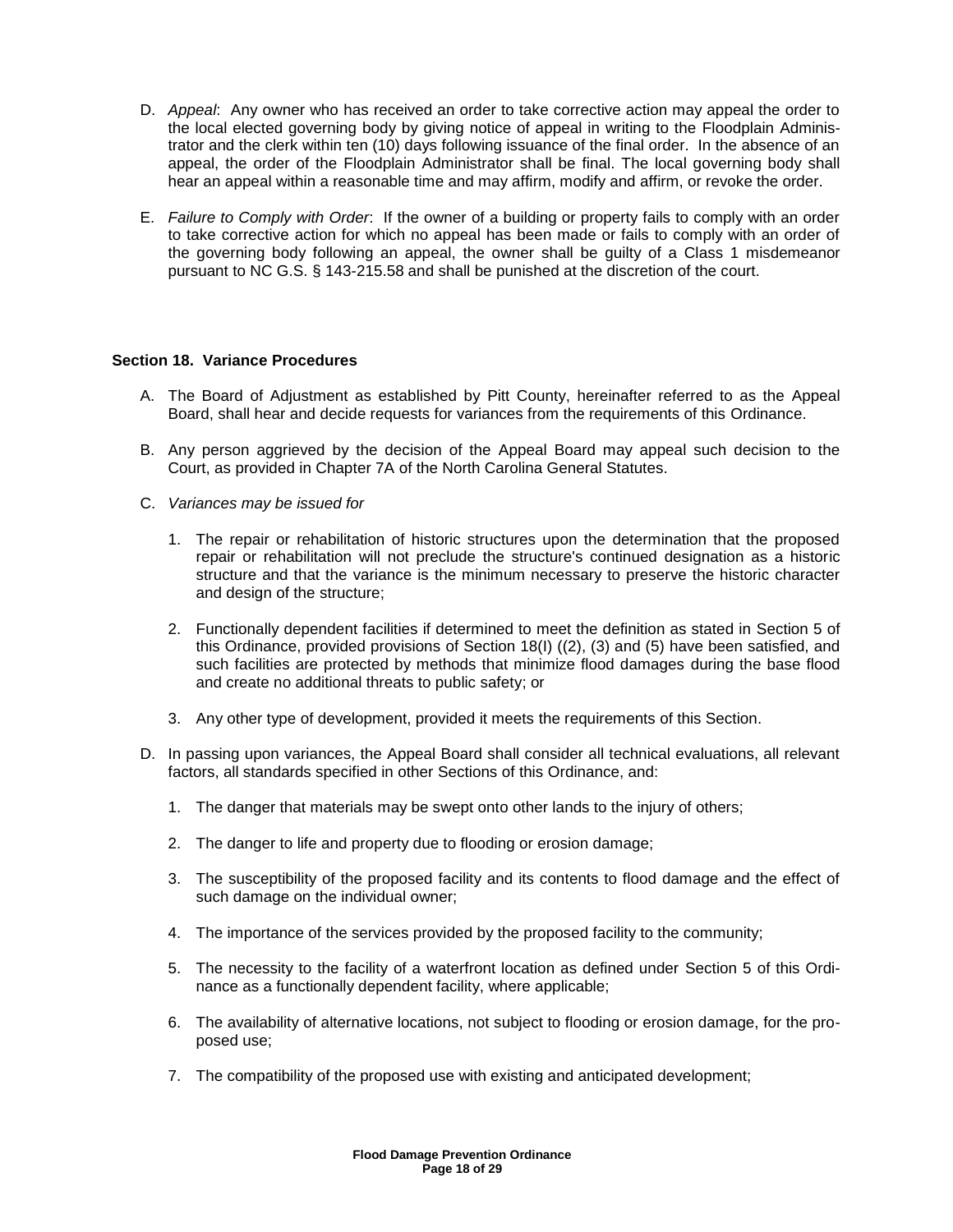D. *Appeal*: Any owner who has received an order to take corrective action may appeal the order to the local elected governing body by giving notice of appeal in writing to the Floodplain Administrator and the clerk within ten (10) days following issuance of the final order. In the absence of an appeal, the order of the Floodplain Administrator shall be final. The local governing body shall hear an appeal within a reasonable time and may affirm, modify and affirm, or revoke the order.

E. *Failure to Comply with Order*: If the owner of a building or property fails to comply with an order to take corrective action for which no appeal has been made or fails to comply with an order of the governing body following an appeal, the owner shall be guilty of a Class 1 misdemeanor pursuant to NC G.S. § 143-215.58 and shall be punished at the discretion of the court.

**Section 18. Variance Procedures**

A. The Board of Adjustment as established by Pitt County, hereinafter referred to as the Appeal Board, shall hear and decide requests for variances from the requirements of this Ordinance.

B. Any person aggrieved by the decision of the Appeal Board may appeal such decision to the Court, as provided in Chapter 7A of the North Carolina General Statutes.

C. *Variances may be issued for*

   1. The repair or rehabilitation of historic structures upon the determination that the proposed repair or rehabilitation will not preclude the structure's continued designation as a historic structure and that the variance is the minimum necessary to preserve the historic character and design of the structure;

   2. Functionally dependent facilities if determined to meet the definition as stated in Section 5 of this Ordinance, provided provisions of Section 18(I) ((2), (3) and (5) have been satisfied, and such facilities are protected by methods that minimize flood damages during the base flood and create no additional threats to public safety; or

   3. Any other type of development, provided it meets the requirements of this Section.

D. In passing upon variances, the Appeal Board shall consider all technical evaluations, all relevant factors, all standards specified in other Sections of this Ordinance, and:

   1. The danger that materials may be swept onto other lands to the injury of others;

   2. The danger to life and property due to flooding or erosion damage;

   3. The susceptibility of the proposed facility and its contents to flood damage and the effect of such damage on the individual owner;

   4. The importance of the services provided by the proposed facility to the community;

   5. The necessity to the facility of a waterfront location as defined under Section 5 of this Ordinance as a functionally dependent facility, where applicable;

   6. The availability of alternative locations, not subject to flooding or erosion damage, for the proposed use;

   7. The compatibility of the proposed use with existing and anticipated development;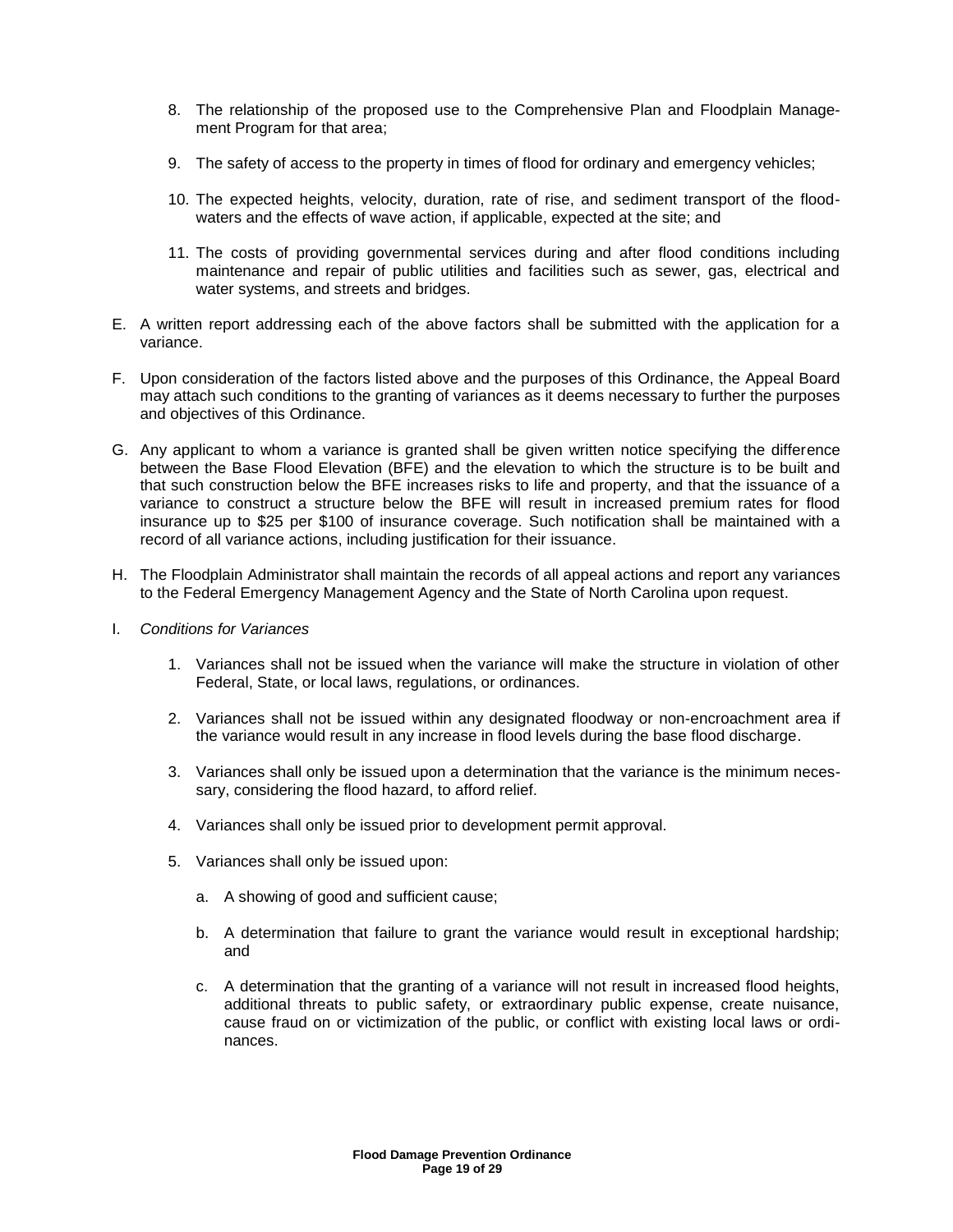8. The relationship of the proposed use to the Comprehensive Plan and Floodplain Management Program for that area;

9. The safety of access to the property in times of flood for ordinary and emergency vehicles;

10. The expected heights, velocity, duration, rate of rise, and sediment transport of the floodwaters and the effects of wave action, if applicable, expected at the site; and

11. The costs of providing governmental services during and after flood conditions including maintenance and repair of public utilities and facilities such as sewer, gas, electrical and water systems, and streets and bridges.

E. A written report addressing each of the above factors shall be submitted with the application for a variance.

F. Upon consideration of the factors listed above and the purposes of this Ordinance, the Appeal Board may attach such conditions to the granting of variances as it deems necessary to further the purposes and objectives of this Ordinance.

G. Any applicant to whom a variance is granted shall be given written notice specifying the difference between the Base Flood Elevation (BFE) and the elevation to which the structure is to be built and that such construction below the BFE increases risks to life and property, and that the issuance of a variance to construct a structure below the BFE will result in increased premium rates for flood insurance up to $25 per $100 of insurance coverage. Such notification shall be maintained with a record of all variance actions, including justification for their issuance.

H. The Floodplain Administrator shall maintain the records of all appeal actions and report any variances to the Federal Emergency Management Agency and the State of North Carolina upon request.

I. *Conditions for Variances*

1. Variances shall not be issued when the variance will make the structure in violation of other Federal, State, or local laws, regulations, or ordinances.

2. Variances shall not be issued within any designated floodway or non-encroachment area if the variance would result in any increase in flood levels during the base flood discharge.

3. Variances shall only be issued upon a determination that the variance is the minimum necessary, considering the flood hazard, to afford relief.

4. Variances shall only be issued prior to development permit approval.

5. Variances shall only be issued upon:

   a. A showing of good and sufficient cause;

   b. A determination that failure to grant the variance would result in exceptional hardship; and

   c. A determination that the granting of a variance will not result in increased flood heights, additional threats to public safety, or extraordinary public expense, create nuisance, cause fraud on or victimization of the public, or conflict with existing local laws or ordinances.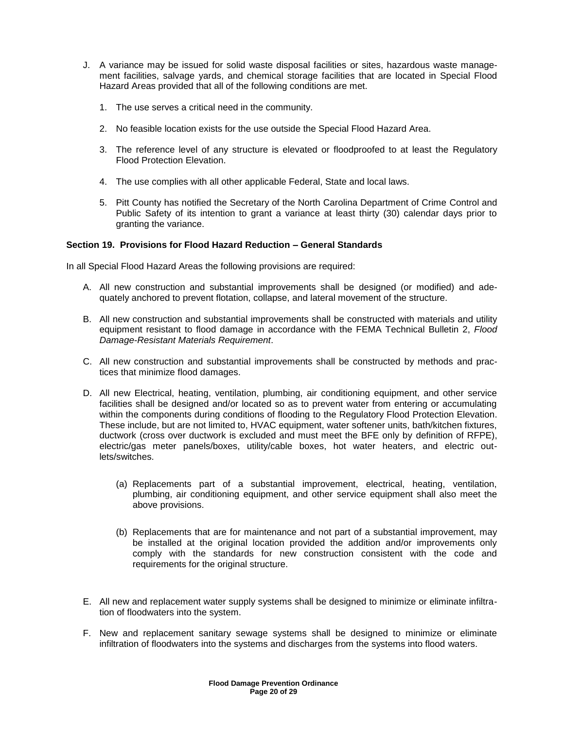J. A variance may be issued for solid waste disposal facilities or sites, hazardous waste management facilities, salvage yards, and chemical storage facilities that are located in Special Flood Hazard Areas provided that all of the following conditions are met.

   1. The use serves a critical need in the community.

   2. No feasible location exists for the use outside the Special Flood Hazard Area.

   3. The reference level of any structure is elevated or floodproofed to at least the Regulatory Flood Protection Elevation.

   4. The use complies with all other applicable Federal, State and local laws.

   5. Pitt County has notified the Secretary of the North Carolina Department of Crime Control and Public Safety of its intention to grant a variance at least thirty (30) calendar days prior to granting the variance.

**Section 19. Provisions for Flood Hazard Reduction – General Standards**

In all Special Flood Hazard Areas the following provisions are required:

A. All new construction and substantial improvements shall be designed (or modified) and adequately anchored to prevent flotation, collapse, and lateral movement of the structure.

B. All new construction and substantial improvements shall be constructed with materials and utility equipment resistant to flood damage in accordance with the FEMA Technical Bulletin 2, *Flood Damage-Resistant Materials Requirement*.

C. All new construction and substantial improvements shall be constructed by methods and practices that minimize flood damages.

D. All new Electrical, heating, ventilation, plumbing, air conditioning equipment, and other service facilities shall be designed and/or located so as to prevent water from entering or accumulating within the components during conditions of flooding to the Regulatory Flood Protection Elevation. These include, but are not limited to, HVAC equipment, water softener units, bath/kitchen fixtures, ductwork (cross over ductwork is excluded and must meet the BFE only by definition of RFPE), electric/gas meter panels/boxes, utility/cable boxes, hot water heaters, and electric outlets/switches.

   (a) Replacements part of a substantial improvement, electrical, heating, ventilation, plumbing, air conditioning equipment, and other service equipment shall also meet the above provisions.

   (b) Replacements that are for maintenance and not part of a substantial improvement, may be installed at the original location provided the addition and/or improvements only comply with the standards for new construction consistent with the code and requirements for the original structure.

E. All new and replacement water supply systems shall be designed to minimize or eliminate infiltration of floodwaters into the system.

F. New and replacement sanitary sewage systems shall be designed to minimize or eliminate infiltration of floodwaters into the systems and discharges from the systems into flood waters.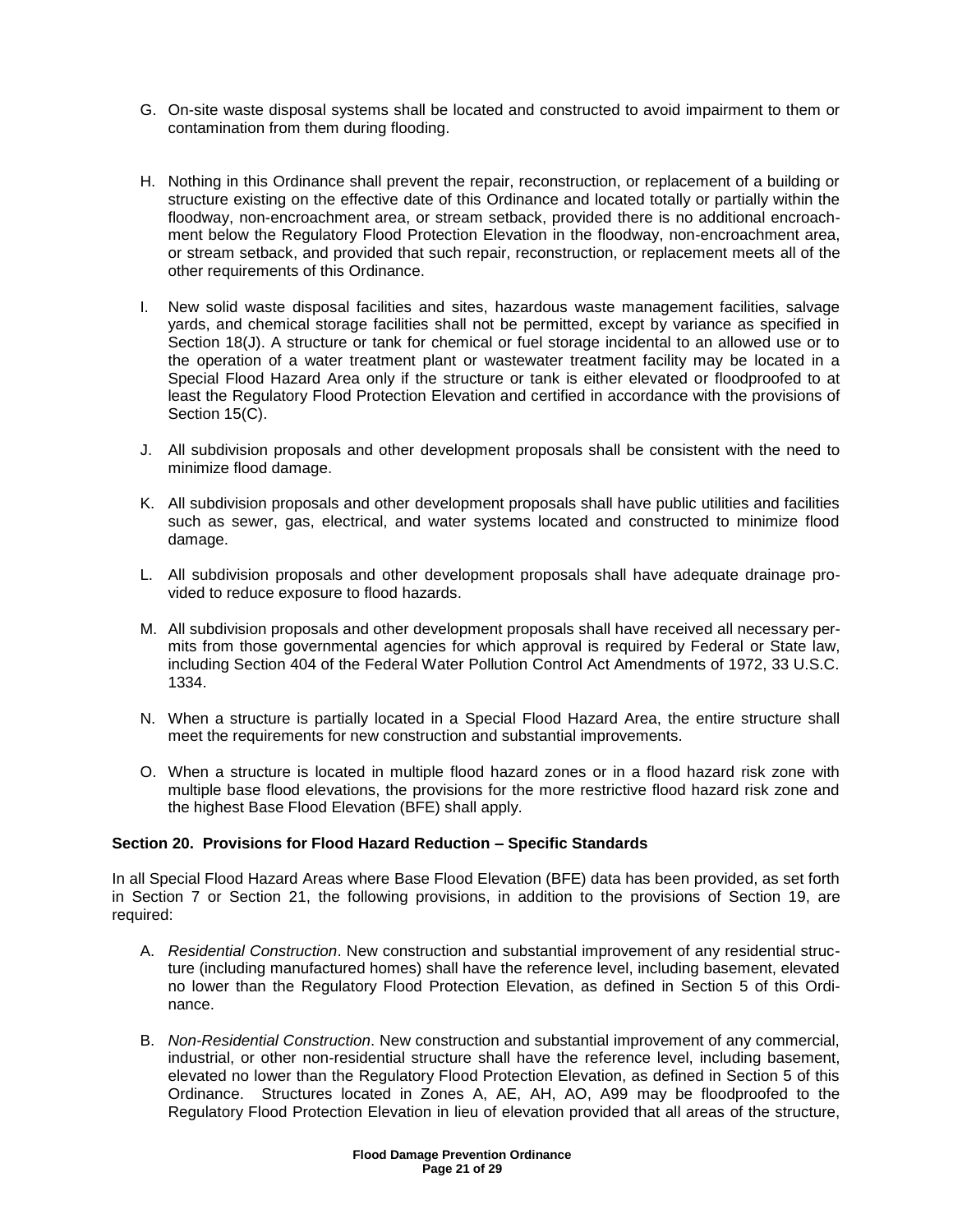G. On-site waste disposal systems shall be located and constructed to avoid impairment to them or contamination from them during flooding.

H. Nothing in this Ordinance shall prevent the repair, reconstruction, or replacement of a building or structure existing on the effective date of this Ordinance and located totally or partially within the floodway, non-encroachment area, or stream setback, provided there is no additional encroachment below the Regulatory Flood Protection Elevation in the floodway, non-encroachment area, or stream setback, and provided that such repair, reconstruction, or replacement meets all of the other requirements of this Ordinance.

I. New solid waste disposal facilities and sites, hazardous waste management facilities, salvage yards, and chemical storage facilities shall not be permitted, except by variance as specified in Section 18(J). A structure or tank for chemical or fuel storage incidental to an allowed use or to the operation of a water treatment plant or wastewater treatment facility may be located in a Special Flood Hazard Area only if the structure or tank is either elevated or floodproofed to at least the Regulatory Flood Protection Elevation and certified in accordance with the provisions of Section 15(C).

J. All subdivision proposals and other development proposals shall be consistent with the need to minimize flood damage.

K. All subdivision proposals and other development proposals shall have public utilities and facilities such as sewer, gas, electrical, and water systems located and constructed to minimize flood damage.

L. All subdivision proposals and other development proposals shall have adequate drainage provided to reduce exposure to flood hazards.

M. All subdivision proposals and other development proposals shall have received all necessary permits from those governmental agencies for which approval is required by Federal or State law, including Section 404 of the Federal Water Pollution Control Act Amendments of 1972, 33 U.S.C. 1334.

N. When a structure is partially located in a Special Flood Hazard Area, the entire structure shall meet the requirements for new construction and substantial improvements.

O. When a structure is located in multiple flood hazard zones or in a flood hazard risk zone with multiple base flood elevations, the provisions for the more restrictive flood hazard risk zone and the highest Base Flood Elevation (BFE) shall apply.

**Section 20. Provisions for Flood Hazard Reduction – Specific Standards**

In all Special Flood Hazard Areas where Base Flood Elevation (BFE) data has been provided, as set forth in Section 7 or Section 21, the following provisions, in addition to the provisions of Section 19, are required:

A. *Residential Construction*. New construction and substantial improvement of any residential structure (including manufactured homes) shall have the reference level, including basement, elevated no lower than the Regulatory Flood Protection Elevation, as defined in Section 5 of this Ordinance.

B. *Non-Residential Construction*. New construction and substantial improvement of any commercial, industrial, or other non-residential structure shall have the reference level, including basement, elevated no lower than the Regulatory Flood Protection Elevation, as defined in Section 5 of this Ordinance. Structures located in Zones A, AE, AH, AO, A99 may be floodproofed to the Regulatory Flood Protection Elevation in lieu of elevation provided that all areas of the structure,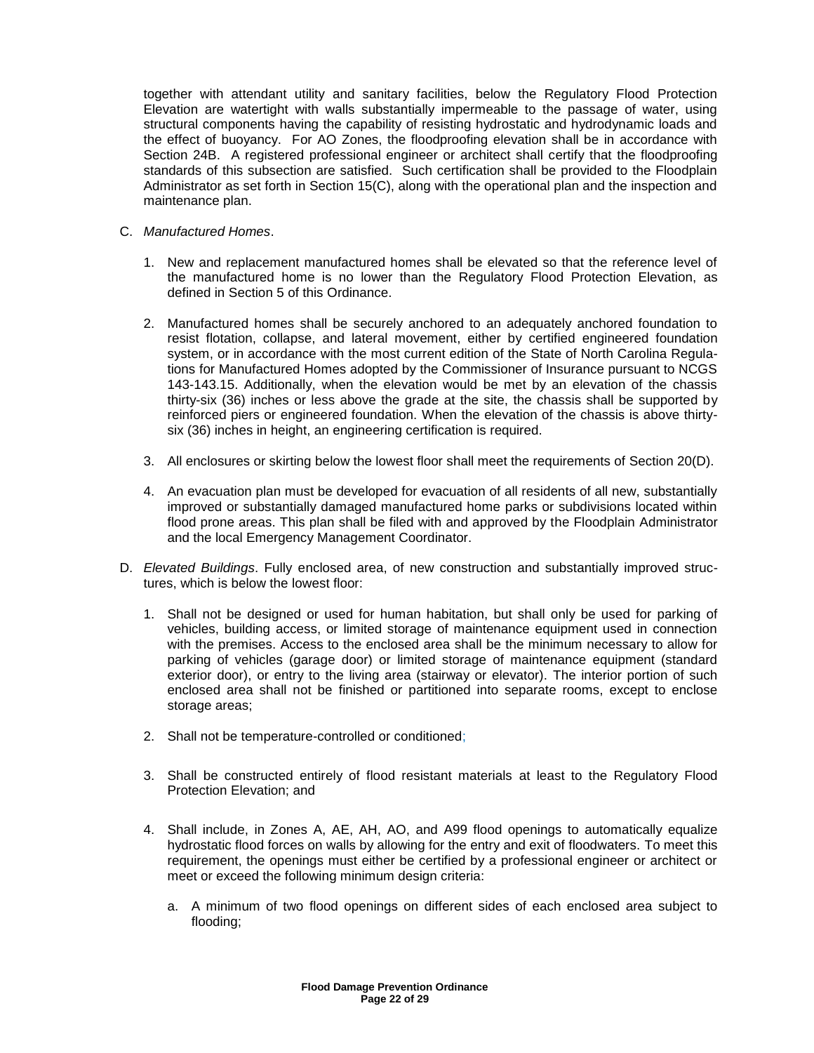together with attendant utility and sanitary facilities, below the Regulatory Flood Protection Elevation are watertight with walls substantially impermeable to the passage of water, using structural components having the capability of resisting hydrostatic and hydrodynamic loads and the effect of buoyancy. For AO Zones, the floodproofing elevation shall be in accordance with Section 24B. A registered professional engineer or architect shall certify that the floodproofing standards of this subsection are satisfied. Such certification shall be provided to the Floodplain Administrator as set forth in Section 15(C), along with the operational plan and the inspection and maintenance plan.

C. *Manufactured Homes*.

   1. New and replacement manufactured homes shall be elevated so that the reference level of the manufactured home is no lower than the Regulatory Flood Protection Elevation, as defined in Section 5 of this Ordinance.

   2. Manufactured homes shall be securely anchored to an adequately anchored foundation to resist flotation, collapse, and lateral movement, either by certified engineered foundation system, or in accordance with the most current edition of the State of North Carolina Regulations for Manufactured Homes adopted by the Commissioner of Insurance pursuant to NCGS 143-143.15. Additionally, when the elevation would be met by an elevation of the chassis thirty-six (36) inches or less above the grade at the site, the chassis shall be supported by reinforced piers or engineered foundation. When the elevation of the chassis is above thirty-six (36) inches in height, an engineering certification is required.

   3. All enclosures or skirting below the lowest floor shall meet the requirements of Section 20(D).

   4. An evacuation plan must be developed for evacuation of all residents of all new, substantially improved or substantially damaged manufactured home parks or subdivisions located within flood prone areas. This plan shall be filed with and approved by the Floodplain Administrator and the local Emergency Management Coordinator.

D. *Elevated Buildings*. Fully enclosed area, of new construction and substantially improved structures, which is below the lowest floor:

   1. Shall not be designed or used for human habitation, but shall only be used for parking of vehicles, building access, or limited storage of maintenance equipment used in connection with the premises. Access to the enclosed area shall be the minimum necessary to allow for parking of vehicles (garage door) or limited storage of maintenance equipment (standard exterior door), or entry to the living area (stairway or elevator). The interior portion of such enclosed area shall not be finished or partitioned into separate rooms, except to enclose storage areas;

   2. Shall not be temperature-controlled or conditioned;

   3. Shall be constructed entirely of flood resistant materials at least to the Regulatory Flood Protection Elevation; and

   4. Shall include, in Zones A, AE, AH, AO, and A99 flood openings to automatically equalize hydrostatic flood forces on walls by allowing for the entry and exit of floodwaters. To meet this requirement, the openings must either be certified by a professional engineer or architect or meet or exceed the following minimum design criteria:

      a. A minimum of two flood openings on different sides of each enclosed area subject to flooding;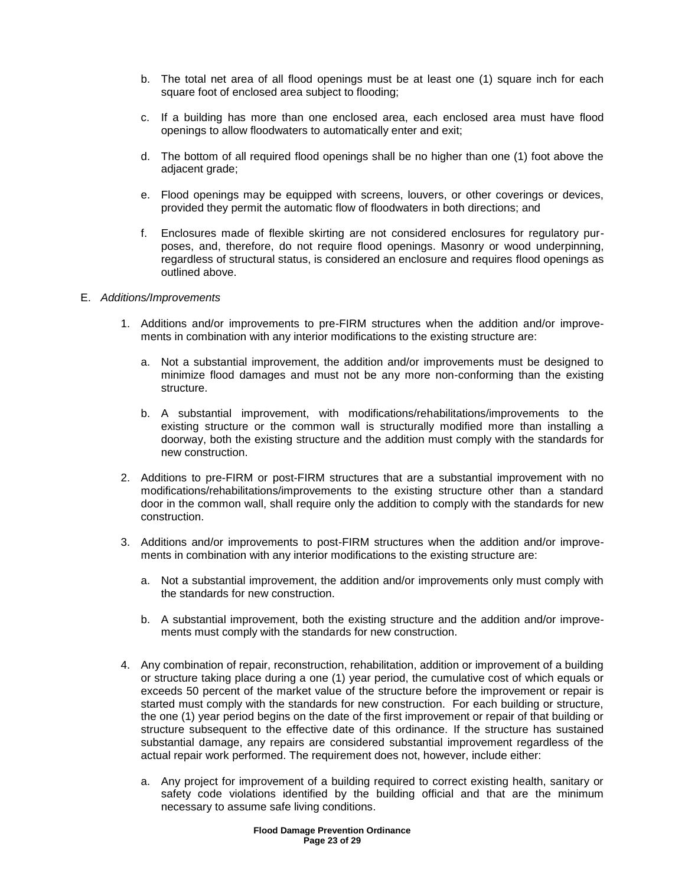b. The total net area of all flood openings must be at least one (1) square inch for each square foot of enclosed area subject to flooding;

c. If a building has more than one enclosed area, each enclosed area must have flood openings to allow floodwaters to automatically enter and exit;

d. The bottom of all required flood openings shall be no higher than one (1) foot above the adjacent grade;

e. Flood openings may be equipped with screens, louvers, or other coverings or devices, provided they permit the automatic flow of floodwaters in both directions; and

f. Enclosures made of flexible skirting are not considered enclosures for regulatory purposes, and, therefore, do not require flood openings. Masonry or wood underpinning, regardless of structural status, is considered an enclosure and requires flood openings as outlined above.

E. *Additions/Improvements*

1. Additions and/or improvements to pre-FIRM structures when the addition and/or improvements in combination with any interior modifications to the existing structure are:

   a. Not a substantial improvement, the addition and/or improvements must be designed to minimize flood damages and must not be any more non-conforming than the existing structure.

   b. A substantial improvement, with modifications/rehabilitations/improvements to the existing structure or the common wall is structurally modified more than installing a doorway, both the existing structure and the addition must comply with the standards for new construction.

2. Additions to pre-FIRM or post-FIRM structures that are a substantial improvement with no modifications/rehabilitations/improvements to the existing structure other than a standard door in the common wall, shall require only the addition to comply with the standards for new construction.

3. Additions and/or improvements to post-FIRM structures when the addition and/or improvements in combination with any interior modifications to the existing structure are:

   a. Not a substantial improvement, the addition and/or improvements only must comply with the standards for new construction.

   b. A substantial improvement, both the existing structure and the addition and/or improvements must comply with the standards for new construction.

4. Any combination of repair, reconstruction, rehabilitation, addition or improvement of a building or structure taking place during a one (1) year period, the cumulative cost of which equals or exceeds 50 percent of the market value of the structure before the improvement or repair is started must comply with the standards for new construction. For each building or structure, the one (1) year period begins on the date of the first improvement or repair of that building or structure subsequent to the effective date of this ordinance. If the structure has sustained substantial damage, any repairs are considered substantial improvement regardless of the actual repair work performed. The requirement does not, however, include either:

   a. Any project for improvement of a building required to correct existing health, sanitary or safety code violations identified by the building official and that are the minimum necessary to assume safe living conditions.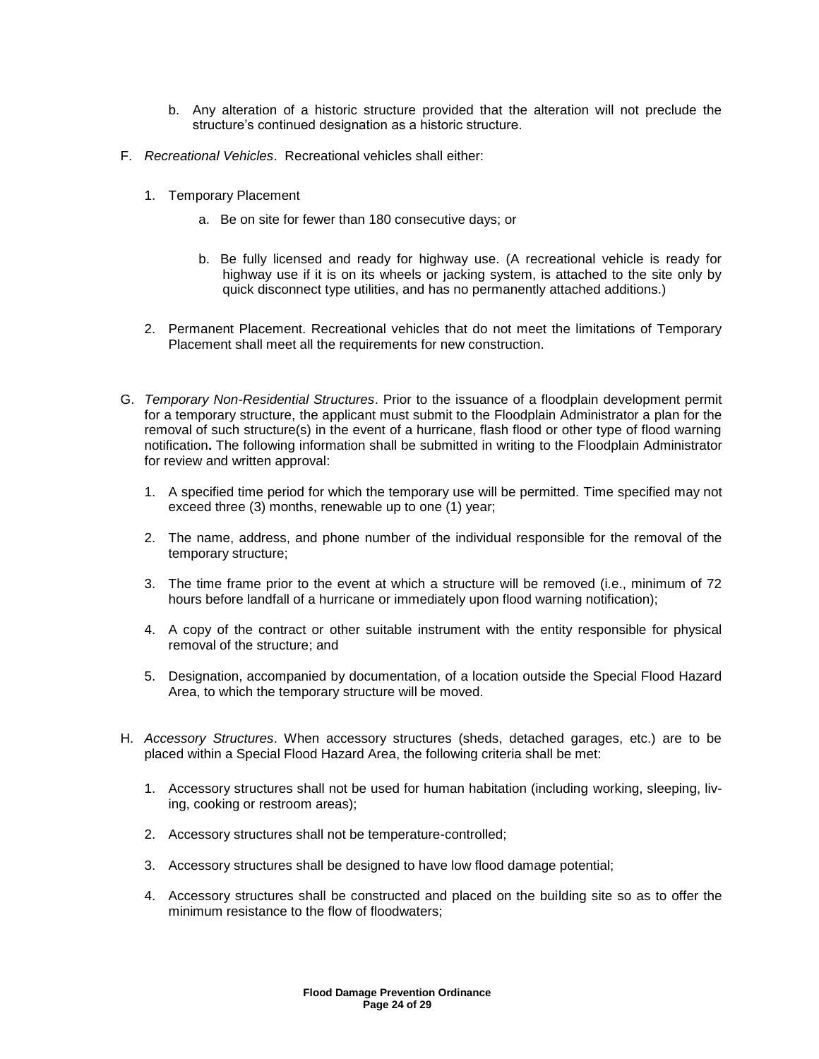b. Any alteration of a historic structure provided that the alteration will not preclude the structure's continued designation as a historic structure.

F. *Recreational Vehicles*. Recreational vehicles shall either:

1. Temporary Placement

   a. Be on site for fewer than 180 consecutive days; or

   b. Be fully licensed and ready for highway use. (A recreational vehicle is ready for highway use if it is on its wheels or jacking system, is attached to the site only by quick disconnect type utilities, and has no permanently attached additions.)

2. Permanent Placement. Recreational vehicles that do not meet the limitations of Temporary Placement shall meet all the requirements for new construction.

G. *Temporary Non-Residential Structures*. Prior to the issuance of a floodplain development permit for a temporary structure, the applicant must submit to the Floodplain Administrator a plan for the removal of such structure(s) in the event of a hurricane, flash flood or other type of flood warning notification**.** The following information shall be submitted in writing to the Floodplain Administrator for review and written approval:

1. A specified time period for which the temporary use will be permitted. Time specified may not exceed three (3) months, renewable up to one (1) year;

2. The name, address, and phone number of the individual responsible for the removal of the temporary structure;

3. The time frame prior to the event at which a structure will be removed (i.e., minimum of 72 hours before landfall of a hurricane or immediately upon flood warning notification);

4. A copy of the contract or other suitable instrument with the entity responsible for physical removal of the structure; and

5. Designation, accompanied by documentation, of a location outside the Special Flood Hazard Area, to which the temporary structure will be moved.

H. *Accessory Structures*. When accessory structures (sheds, detached garages, etc.) are to be placed within a Special Flood Hazard Area, the following criteria shall be met:

1. Accessory structures shall not be used for human habitation (including working, sleeping, living, cooking or restroom areas);

2. Accessory structures shall not be temperature-controlled;

3. Accessory structures shall be designed to have low flood damage potential;

4. Accessory structures shall be constructed and placed on the building site so as to offer the minimum resistance to the flow of floodwaters;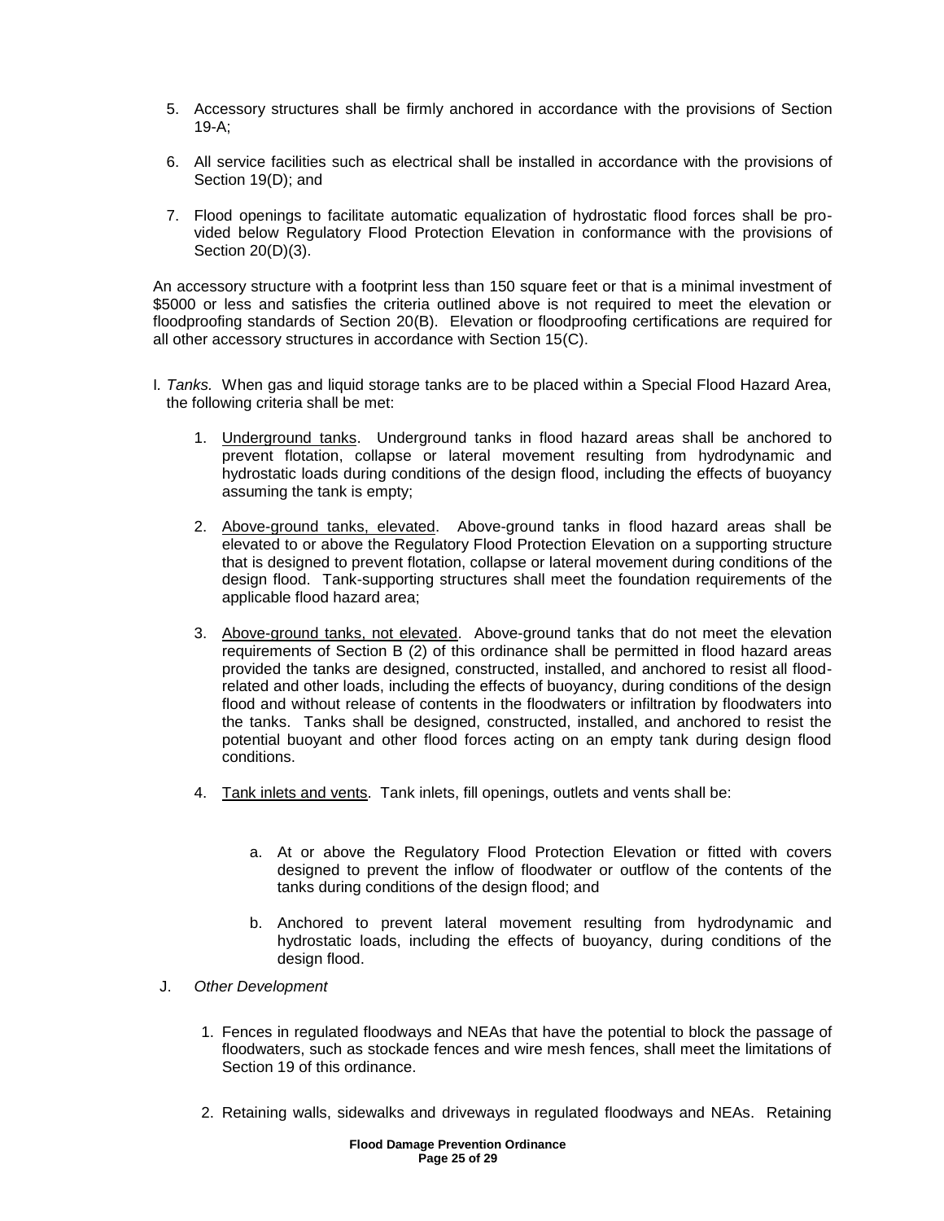5. Accessory structures shall be firmly anchored in accordance with the provisions of Section 19-A;

6. All service facilities such as electrical shall be installed in accordance with the provisions of Section 19(D); and

7. Flood openings to facilitate automatic equalization of hydrostatic flood forces shall be provided below Regulatory Flood Protection Elevation in conformance with the provisions of Section 20(D)(3).

An accessory structure with a footprint less than 150 square feet or that is a minimal investment of $5000 or less and satisfies the criteria outlined above is not required to meet the elevation or floodproofing standards of Section 20(B). Elevation or floodproofing certifications are required for all other accessory structures in accordance with Section 15(C).

I. *Tanks.* When gas and liquid storage tanks are to be placed within a Special Flood Hazard Area, the following criteria shall be met:

   1. Underground tanks. Underground tanks in flood hazard areas shall be anchored to prevent flotation, collapse or lateral movement resulting from hydrodynamic and hydrostatic loads during conditions of the design flood, including the effects of buoyancy assuming the tank is empty;

   2. Above-ground tanks, elevated. Above-ground tanks in flood hazard areas shall be elevated to or above the Regulatory Flood Protection Elevation on a supporting structure that is designed to prevent flotation, collapse or lateral movement during conditions of the design flood. Tank-supporting structures shall meet the foundation requirements of the applicable flood hazard area;

   3. Above-ground tanks, not elevated. Above-ground tanks that do not meet the elevation requirements of Section B (2) of this ordinance shall be permitted in flood hazard areas provided the tanks are designed, constructed, installed, and anchored to resist all flood-related and other loads, including the effects of buoyancy, during conditions of the design flood and without release of contents in the floodwaters or infiltration by floodwaters into the tanks. Tanks shall be designed, constructed, installed, and anchored to resist the potential buoyant and other flood forces acting on an empty tank during design flood conditions.

   4. Tank inlets and vents. Tank inlets, fill openings, outlets and vents shall be:

      a. At or above the Regulatory Flood Protection Elevation or fitted with covers designed to prevent the inflow of floodwater or outflow of the contents of the tanks during conditions of the design flood; and

      b. Anchored to prevent lateral movement resulting from hydrodynamic and hydrostatic loads, including the effects of buoyancy, during conditions of the design flood.

J. *Other Development*

   1. Fences in regulated floodways and NEAs that have the potential to block the passage of floodwaters, such as stockade fences and wire mesh fences, shall meet the limitations of Section 19 of this ordinance.

   2. Retaining walls, sidewalks and driveways in regulated floodways and NEAs. Retaining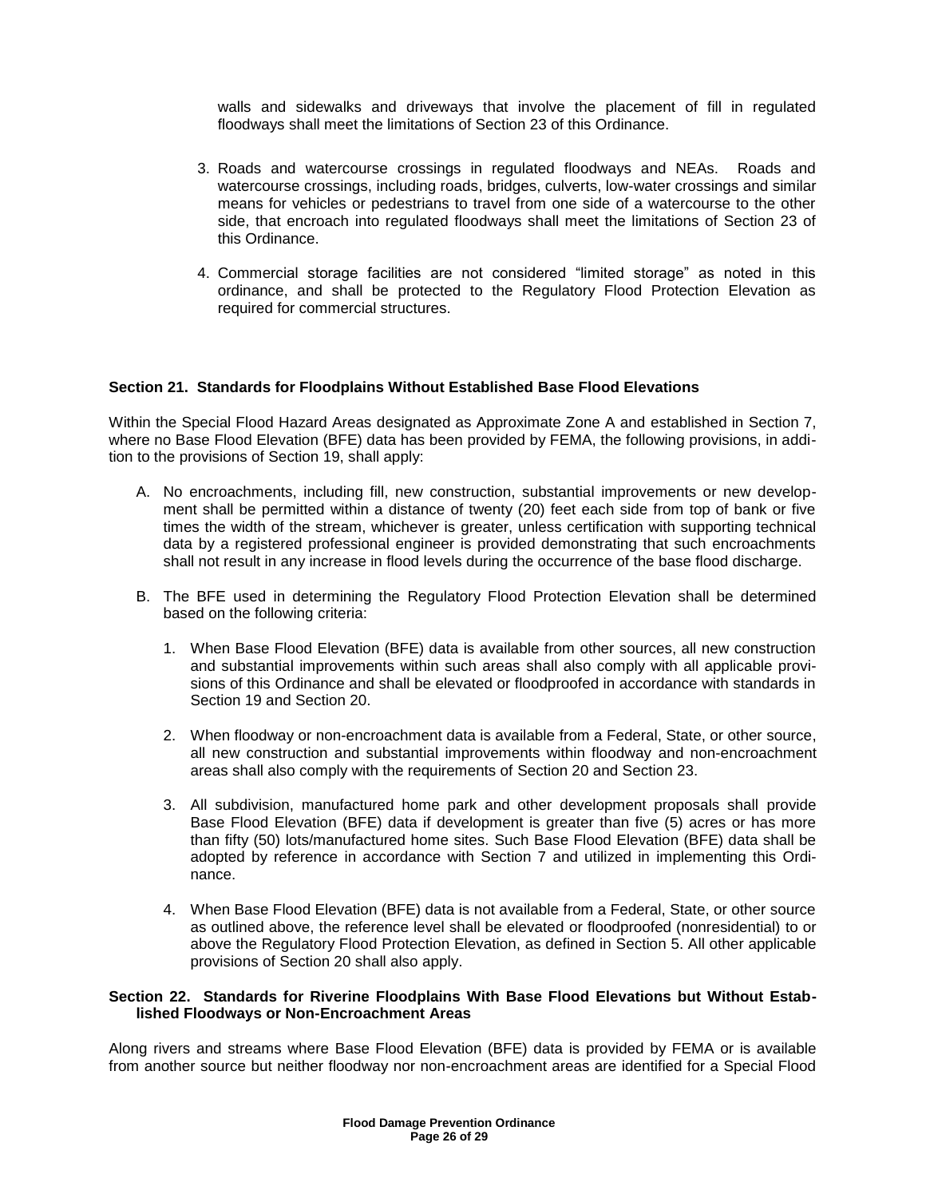walls and sidewalks and driveways that involve the placement of fill in regulated floodways shall meet the limitations of Section 23 of this Ordinance.

3. Roads and watercourse crossings in regulated floodways and NEAs. Roads and watercourse crossings, including roads, bridges, culverts, low-water crossings and similar means for vehicles or pedestrians to travel from one side of a watercourse to the other side, that encroach into regulated floodways shall meet the limitations of Section 23 of this Ordinance.

4. Commercial storage facilities are not considered "limited storage" as noted in this ordinance, and shall be protected to the Regulatory Flood Protection Elevation as required for commercial structures.

### Section 21. Standards for Floodplains Without Established Base Flood Elevations

Within the Special Flood Hazard Areas designated as Approximate Zone A and established in Section 7, where no Base Flood Elevation (BFE) data has been provided by FEMA, the following provisions, in addition to the provisions of Section 19, shall apply:

A. No encroachments, including fill, new construction, substantial improvements or new development shall be permitted within a distance of twenty (20) feet each side from top of bank or five times the width of the stream, whichever is greater, unless certification with supporting technical data by a registered professional engineer is provided demonstrating that such encroachments shall not result in any increase in flood levels during the occurrence of the base flood discharge.

B. The BFE used in determining the Regulatory Flood Protection Elevation shall be determined based on the following criteria:

   1. When Base Flood Elevation (BFE) data is available from other sources, all new construction and substantial improvements within such areas shall also comply with all applicable provisions of this Ordinance and shall be elevated or floodproofed in accordance with standards in Section 19 and Section 20.

   2. When floodway or non-encroachment data is available from a Federal, State, or other source, all new construction and substantial improvements within floodway and non-encroachment areas shall also comply with the requirements of Section 20 and Section 23.

   3. All subdivision, manufactured home park and other development proposals shall provide Base Flood Elevation (BFE) data if development is greater than five (5) acres or has more than fifty (50) lots/manufactured home sites. Such Base Flood Elevation (BFE) data shall be adopted by reference in accordance with Section 7 and utilized in implementing this Ordinance.

   4. When Base Flood Elevation (BFE) data is not available from a Federal, State, or other source as outlined above, the reference level shall be elevated or floodproofed (nonresidential) to or above the Regulatory Flood Protection Elevation, as defined in Section 5. All other applicable provisions of Section 20 shall also apply.

### Section 22. Standards for Riverine Floodplains With Base Flood Elevations but Without Established Floodways or Non-Encroachment Areas

Along rivers and streams where Base Flood Elevation (BFE) data is provided by FEMA or is available from another source but neither floodway nor non-encroachment areas are identified for a Special Flood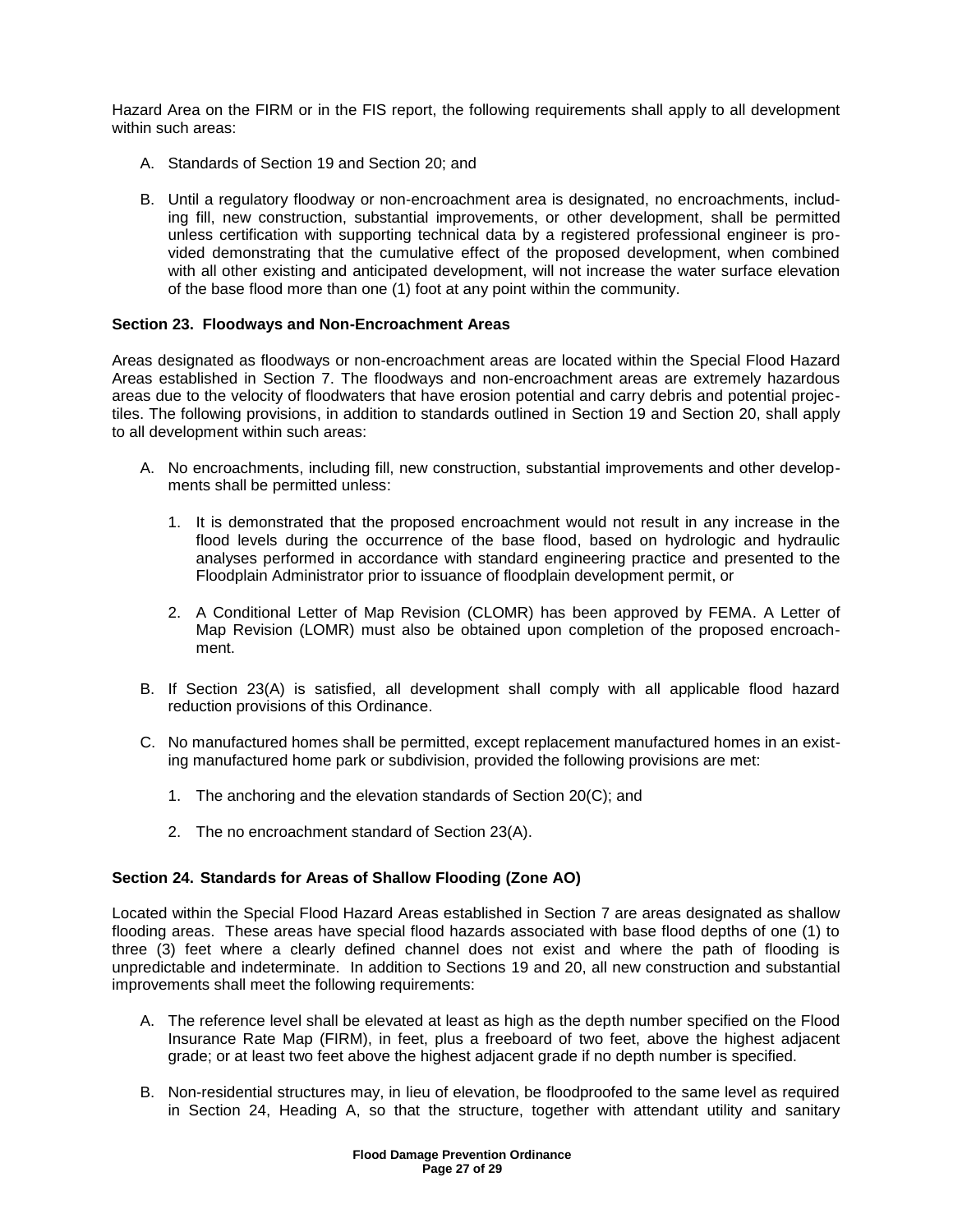Hazard Area on the FIRM or in the FIS report, the following requirements shall apply to all development within such areas:

A. Standards of Section 19 and Section 20; and

B. Until a regulatory floodway or non-encroachment area is designated, no encroachments, including fill, new construction, substantial improvements, or other development, shall be permitted unless certification with supporting technical data by a registered professional engineer is provided demonstrating that the cumulative effect of the proposed development, when combined with all other existing and anticipated development, will not increase the water surface elevation of the base flood more than one (1) foot at any point within the community.

**Section 23. Floodways and Non-Encroachment Areas**

Areas designated as floodways or non-encroachment areas are located within the Special Flood Hazard Areas established in Section 7. The floodways and non-encroachment areas are extremely hazardous areas due to the velocity of floodwaters that have erosion potential and carry debris and potential projectiles. The following provisions, in addition to standards outlined in Section 19 and Section 20, shall apply to all development within such areas:

A. No encroachments, including fill, new construction, substantial improvements and other developments shall be permitted unless:

   1. It is demonstrated that the proposed encroachment would not result in any increase in the flood levels during the occurrence of the base flood, based on hydrologic and hydraulic analyses performed in accordance with standard engineering practice and presented to the Floodplain Administrator prior to issuance of floodplain development permit, or

   2. A Conditional Letter of Map Revision (CLOMR) has been approved by FEMA. A Letter of Map Revision (LOMR) must also be obtained upon completion of the proposed encroachment.

B. If Section 23(A) is satisfied, all development shall comply with all applicable flood hazard reduction provisions of this Ordinance.

C. No manufactured homes shall be permitted, except replacement manufactured homes in an existing manufactured home park or subdivision, provided the following provisions are met:

   1. The anchoring and the elevation standards of Section 20(C); and

   2. The no encroachment standard of Section 23(A).

**Section 24. Standards for Areas of Shallow Flooding (Zone AO)**

Located within the Special Flood Hazard Areas established in Section 7 are areas designated as shallow flooding areas. These areas have special flood hazards associated with base flood depths of one (1) to three (3) feet where a clearly defined channel does not exist and where the path of flooding is unpredictable and indeterminate. In addition to Sections 19 and 20, all new construction and substantial improvements shall meet the following requirements:

A. The reference level shall be elevated at least as high as the depth number specified on the Flood Insurance Rate Map (FIRM), in feet, plus a freeboard of two feet, above the highest adjacent grade; or at least two feet above the highest adjacent grade if no depth number is specified.

B. Non-residential structures may, in lieu of elevation, be floodproofed to the same level as required in Section 24, Heading A, so that the structure, together with attendant utility and sanitary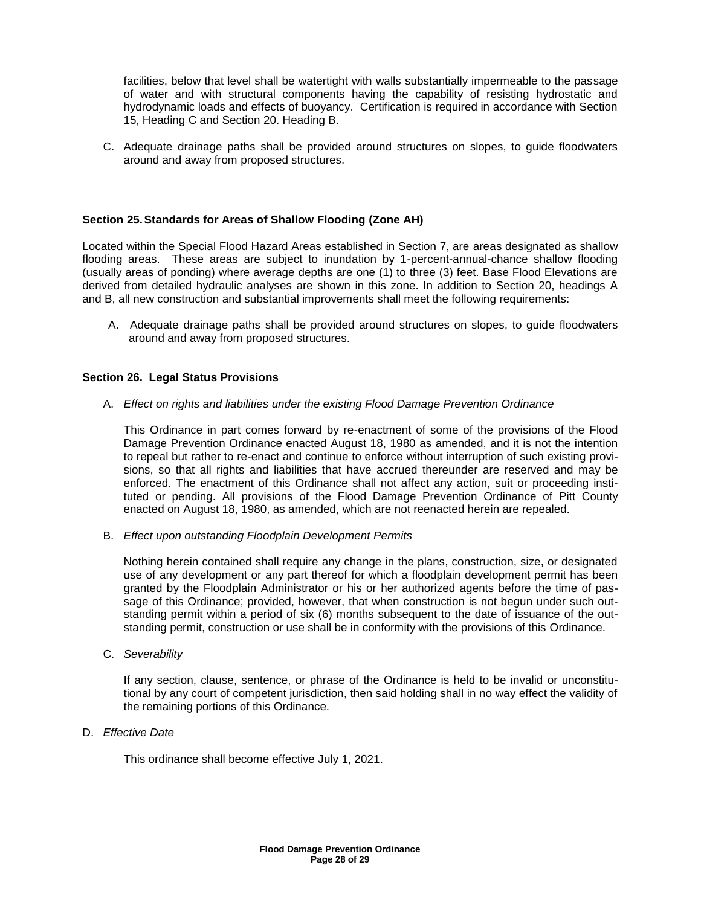facilities, below that level shall be watertight with walls substantially impermeable to the passage of water and with structural components having the capability of resisting hydrostatic and hydrodynamic loads and effects of buoyancy. Certification is required in accordance with Section 15, Heading C and Section 20. Heading B.

C. Adequate drainage paths shall be provided around structures on slopes, to guide floodwaters around and away from proposed structures.

**Section 25. Standards for Areas of Shallow Flooding (Zone AH)**

Located within the Special Flood Hazard Areas established in Section 7, are areas designated as shallow flooding areas. These areas are subject to inundation by 1-percent-annual-chance shallow flooding (usually areas of ponding) where average depths are one (1) to three (3) feet. Base Flood Elevations are derived from detailed hydraulic analyses are shown in this zone. In addition to Section 20, headings A and B, all new construction and substantial improvements shall meet the following requirements:

A. Adequate drainage paths shall be provided around structures on slopes, to guide floodwaters around and away from proposed structures.

**Section 26. Legal Status Provisions**

A. *Effect on rights and liabilities under the existing Flood Damage Prevention Ordinance*

This Ordinance in part comes forward by re-enactment of some of the provisions of the Flood Damage Prevention Ordinance enacted August 18, 1980 as amended, and it is not the intention to repeal but rather to re-enact and continue to enforce without interruption of such existing provisions, so that all rights and liabilities that have accrued thereunder are reserved and may be enforced. The enactment of this Ordinance shall not affect any action, suit or proceeding instituted or pending. All provisions of the Flood Damage Prevention Ordinance of Pitt County enacted on August 18, 1980, as amended, which are not reenacted herein are repealed.

B. *Effect upon outstanding Floodplain Development Permits*

Nothing herein contained shall require any change in the plans, construction, size, or designated use of any development or any part thereof for which a floodplain development permit has been granted by the Floodplain Administrator or his or her authorized agents before the time of passage of this Ordinance; provided, however, that when construction is not begun under such outstanding permit within a period of six (6) months subsequent to the date of issuance of the outstanding permit, construction or use shall be in conformity with the provisions of this Ordinance.

C. *Severability*

If any section, clause, sentence, or phrase of the Ordinance is held to be invalid or unconstitutional by any court of competent jurisdiction, then said holding shall in no way effect the validity of the remaining portions of this Ordinance.

D. *Effective Date*

This ordinance shall become effective July 1, 2021.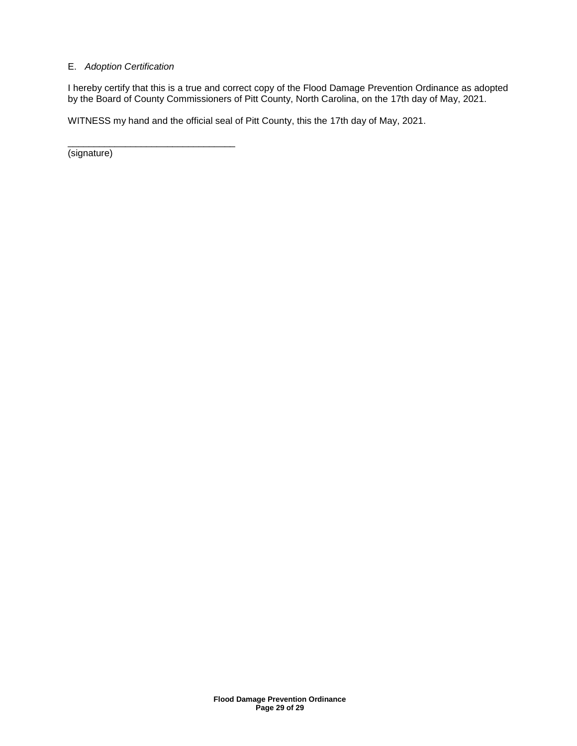E. *Adoption Certification*

I hereby certify that this is a true and correct copy of the Flood Damage Prevention Ordinance as adopted by the Board of County Commissioners of Pitt County, North Carolina, on the 17th day of May, 2021.

WITNESS my hand and the official seal of Pitt County, this the 17th day of May, 2021.

________________________________
(signature)